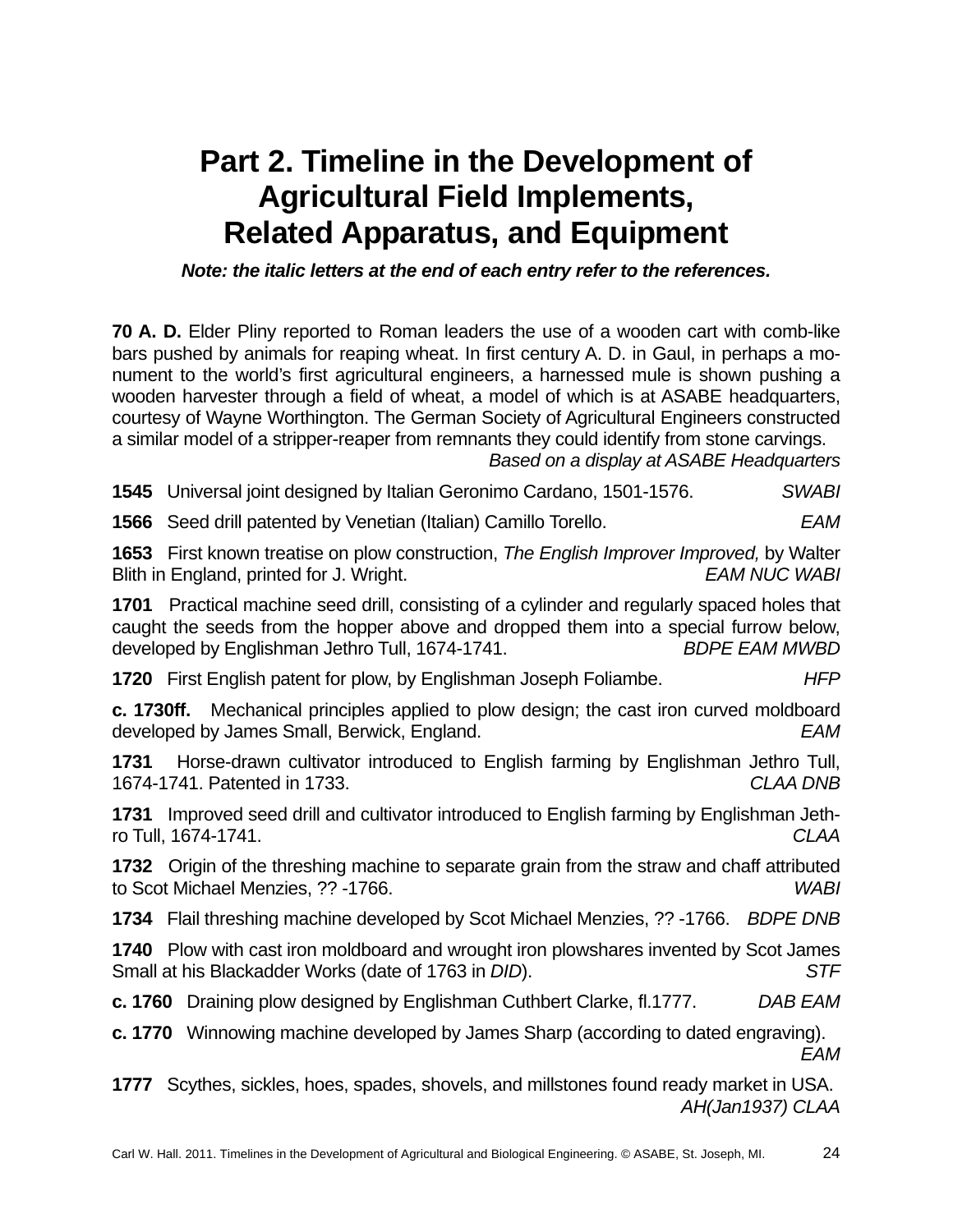# Part 2. Timeline in the Development of Agricultural Field Implements, Related Apparatus, and Equipment

***Note: the italic letters at the end of each entry refer to the references.***

**70 A. D.** Elder Pliny reported to Roman leaders the use of a wooden cart with comb-like bars pushed by animals for reaping wheat. In first century A. D. in Gaul, in perhaps a monument to the world's first agricultural engineers, a harnessed mule is shown pushing a wooden harvester through a field of wheat, a model of which is at ASABE headquarters, courtesy of Wayne Worthington. The German Society of Agricultural Engineers constructed a similar model of a stripper-reaper from remnants they could identify from stone carvings. *Based on a display at ASABE Headquarters*

**1545** Universal joint designed by Italian Geronimo Cardano, 1501-1576. *SWABI*

**1566** Seed drill patented by Venetian (Italian) Camillo Torello. *EAM*

**1653** First known treatise on plow construction, *The English Improver Improved,* by Walter Blith in England, printed for J. Wright. *EAM NUC WABI*

**1701** Practical machine seed drill, consisting of a cylinder and regularly spaced holes that caught the seeds from the hopper above and dropped them into a special furrow below, developed by Englishman Jethro Tull, 1674-1741. *BDPE EAM MWBD*

**1720** First English patent for plow, by Englishman Joseph Foliambe. *HFP*

**c. 1730ff.** Mechanical principles applied to plow design; the cast iron curved moldboard developed by James Small, Berwick, England. *EAM*

**1731** Horse-drawn cultivator introduced to English farming by Englishman Jethro Tull, 1674-1741. Patented in 1733. *CLAA DNB*

**1731** Improved seed drill and cultivator introduced to English farming by Englishman Jethro Tull, 1674-1741. *CLAA*

**1732** Origin of the threshing machine to separate grain from the straw and chaff attributed to Scot Michael Menzies, ?? -1766. *WABI*

**1734** Flail threshing machine developed by Scot Michael Menzies, ?? -1766. *BDPE DNB*

**1740** Plow with cast iron moldboard and wrought iron plowshares invented by Scot James Small at his Blackadder Works (date of 1763 in *DID*). *STF*

**c. 1760** Draining plow designed by Englishman Cuthbert Clarke, fl.1777. *DAB EAM*

**c. 1770** Winnowing machine developed by James Sharp (according to dated engraving). *EAM*

**1777** Scythes, sickles, hoes, spades, shovels, and millstones found ready market in USA. *AH(Jan1937) CLAA*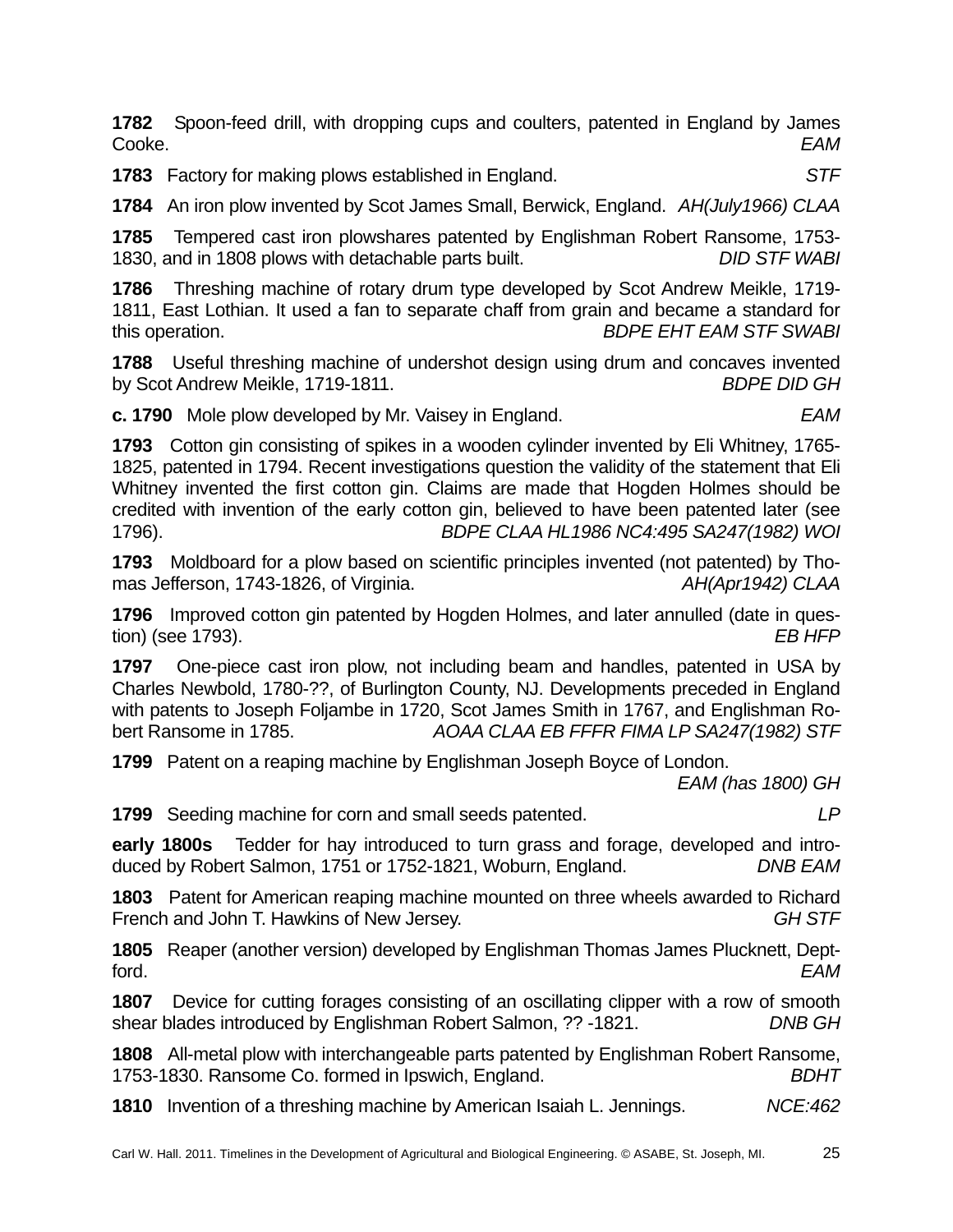**1782** Spoon-feed drill, with dropping cups and coulters, patented in England by James Cooke. *EAM*

**1783** Factory for making plows established in England. *STF*

**1784** An iron plow invented by Scot James Small, Berwick, England. *AH(July1966) CLAA*

**1785** Tempered cast iron plowshares patented by Englishman Robert Ransome, 1753-1830, and in 1808 plows with detachable parts built. *DID STF WABI*

**1786** Threshing machine of rotary drum type developed by Scot Andrew Meikle, 1719-1811, East Lothian. It used a fan to separate chaff from grain and became a standard for this operation. *BDPE EHT EAM STF SWABI*

**1788** Useful threshing machine of undershot design using drum and concaves invented by Scot Andrew Meikle, 1719-1811. *BDPE DID GH*

**c. 1790** Mole plow developed by Mr. Vaisey in England. *EAM*

**1793** Cotton gin consisting of spikes in a wooden cylinder invented by Eli Whitney, 1765-1825, patented in 1794. Recent investigations question the validity of the statement that Eli Whitney invented the first cotton gin. Claims are made that Hogden Holmes should be credited with invention of the early cotton gin, believed to have been patented later (see 1796). *BDPE CLAA HL1986 NC4:495 SA247(1982) WOI*

**1793** Moldboard for a plow based on scientific principles invented (not patented) by Thomas Jefferson, 1743-1826, of Virginia. *AH(Apr1942) CLAA*

**1796** Improved cotton gin patented by Hogden Holmes, and later annulled (date in question) (see 1793). *EB HFP*

**1797** One-piece cast iron plow, not including beam and handles, patented in USA by Charles Newbold, 1780-??, of Burlington County, NJ. Developments preceded in England with patents to Joseph Foljambe in 1720, Scot James Smith in 1767, and Englishman Robert Ransome in 1785. *AOAA CLAA EB FFFR FIMA LP SA247(1982) STF*

**1799** Patent on a reaping machine by Englishman Joseph Boyce of London. *EAM (has 1800) GH*

**1799** Seeding machine for corn and small seeds patented. *LP*

**early 1800s** Tedder for hay introduced to turn grass and forage, developed and introduced by Robert Salmon, 1751 or 1752-1821, Woburn, England. *DNB EAM*

**1803** Patent for American reaping machine mounted on three wheels awarded to Richard French and John T. Hawkins of New Jersey. *GH STF*

**1805** Reaper (another version) developed by Englishman Thomas James Plucknett, Deptford. *EAM*

**1807** Device for cutting forages consisting of an oscillating clipper with a row of smooth shear blades introduced by Englishman Robert Salmon, ?? -1821. *DNB GH*

**1808** All-metal plow with interchangeable parts patented by Englishman Robert Ransome, 1753-1830. Ransome Co. formed in Ipswich, England. *BDHT*

**1810** Invention of a threshing machine by American Isaiah L. Jennings. *NCE:462*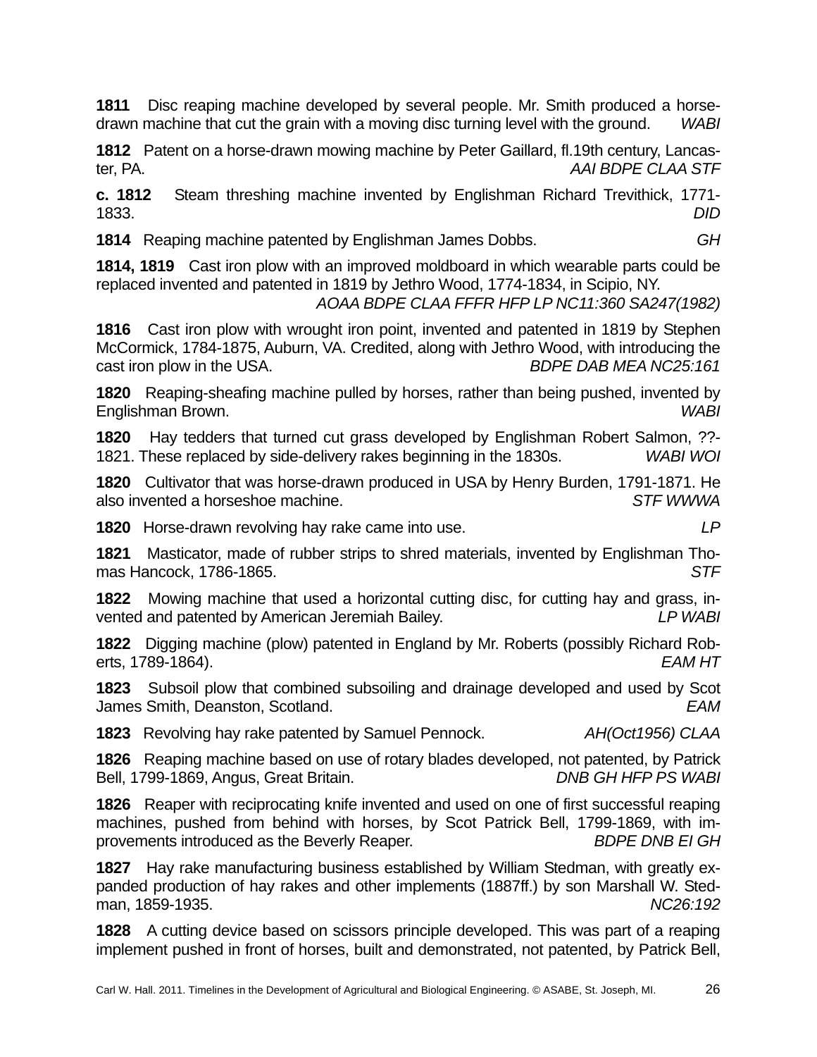**1811** Disc reaping machine developed by several people. Mr. Smith produced a horse-drawn machine that cut the grain with a moving disc turning level with the ground. *WABI*

**1812** Patent on a horse-drawn mowing machine by Peter Gaillard, fl.19th century, Lancaster, PA. *AAI BDPE CLAA STF*

**c. 1812** Steam threshing machine invented by Englishman Richard Trevithick, 1771-1833. *DID*

**1814** Reaping machine patented by Englishman James Dobbs. *GH*

**1814, 1819** Cast iron plow with an improved moldboard in which wearable parts could be replaced invented and patented in 1819 by Jethro Wood, 1774-1834, in Scipio, NY. *AOAA BDPE CLAA FFFR HFP LP NC11:360 SA247(1982)*

**1816** Cast iron plow with wrought iron point, invented and patented in 1819 by Stephen McCormick, 1784-1875, Auburn, VA. Credited, along with Jethro Wood, with introducing the cast iron plow in the USA. *BDPE DAB MEA NC25:161*

**1820** Reaping-sheafing machine pulled by horses, rather than being pushed, invented by Englishman Brown. *WABI*

**1820** Hay tedders that turned cut grass developed by Englishman Robert Salmon, ??-1821. These replaced by side-delivery rakes beginning in the 1830s. *WABI WOI*

**1820** Cultivator that was horse-drawn produced in USA by Henry Burden, 1791-1871. He also invented a horseshoe machine. *STF WWWA*

**1820** Horse-drawn revolving hay rake came into use. *LP*

**1821** Masticator, made of rubber strips to shred materials, invented by Englishman Thomas Hancock, 1786-1865. *STF*

**1822** Mowing machine that used a horizontal cutting disc, for cutting hay and grass, invented and patented by American Jeremiah Bailey. *LP WABI*

**1822** Digging machine (plow) patented in England by Mr. Roberts (possibly Richard Roberts, 1789-1864). *EAM HT*

**1823** Subsoil plow that combined subsoiling and drainage developed and used by Scot James Smith, Deanston, Scotland. *EAM*

**1823** Revolving hay rake patented by Samuel Pennock. *AH(Oct1956) CLAA*

**1826** Reaping machine based on use of rotary blades developed, not patented, by Patrick Bell, 1799-1869, Angus, Great Britain. *DNB GH HFP PS WABI*

**1826** Reaper with reciprocating knife invented and used on one of first successful reaping machines, pushed from behind with horses, by Scot Patrick Bell, 1799-1869, with improvements introduced as the Beverly Reaper. *BDPE DNB EI GH*

**1827** Hay rake manufacturing business established by William Stedman, with greatly expanded production of hay rakes and other implements (1887ff.) by son Marshall W. Stedman, 1859-1935. *NC26:192*

**1828** A cutting device based on scissors principle developed. This was part of a reaping implement pushed in front of horses, built and demonstrated, not patented, by Patrick Bell,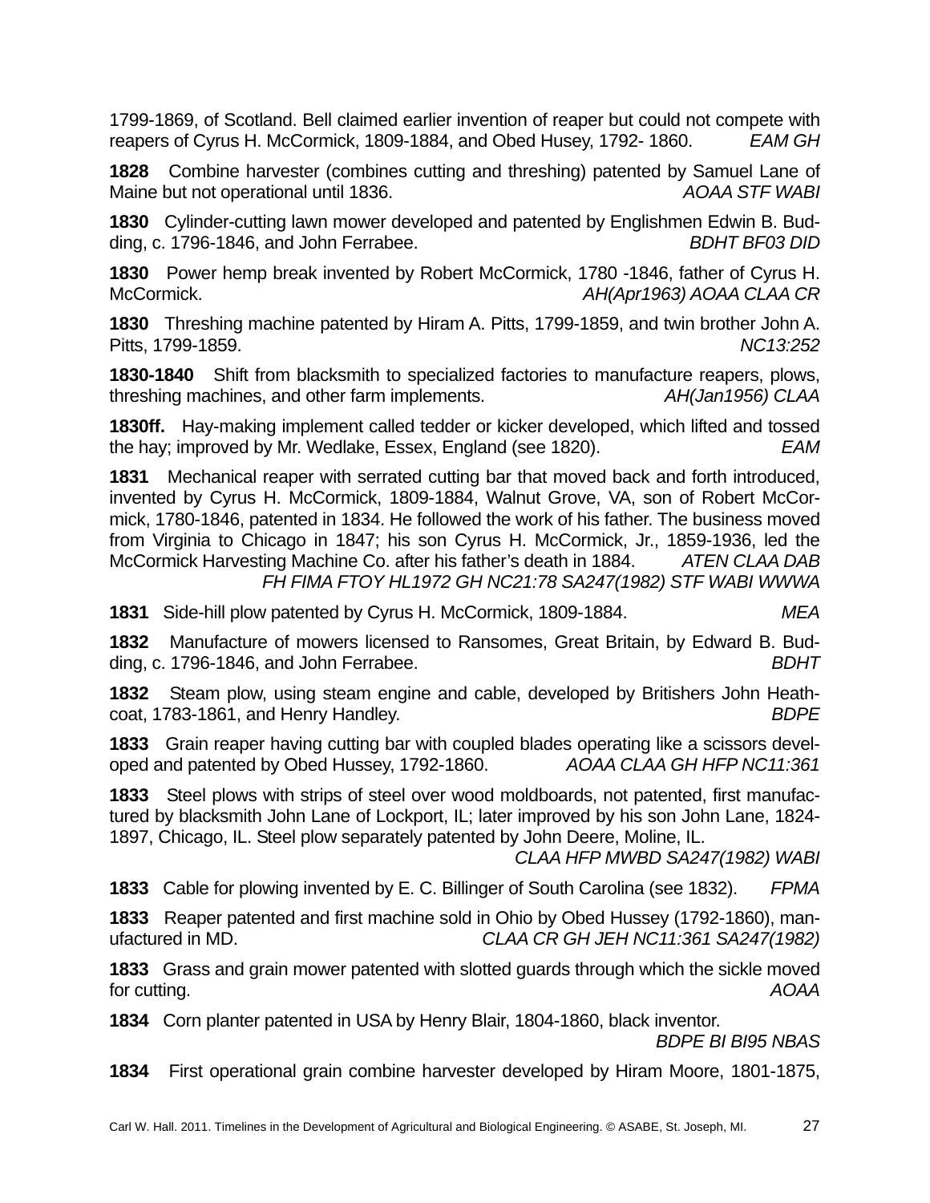1799-1869, of Scotland. Bell claimed earlier invention of reaper but could not compete with reapers of Cyrus H. McCormick, 1809-1884, and Obed Husey, 1792- 1860. *EAM GH*

**1828** Combine harvester (combines cutting and threshing) patented by Samuel Lane of Maine but not operational until 1836. *AOAA STF WABI*

**1830** Cylinder-cutting lawn mower developed and patented by Englishmen Edwin B. Budding, c. 1796-1846, and John Ferrabee. *BDHT BF03 DID*

**1830** Power hemp break invented by Robert McCormick, 1780 -1846, father of Cyrus H. McCormick. *AH(Apr1963) AOAA CLAA CR*

**1830** Threshing machine patented by Hiram A. Pitts, 1799-1859, and twin brother John A. Pitts, 1799-1859. *NC13:252*

**1830-1840** Shift from blacksmith to specialized factories to manufacture reapers, plows, threshing machines, and other farm implements. *AH(Jan1956) CLAA*

**1830ff.** Hay-making implement called tedder or kicker developed, which lifted and tossed the hay; improved by Mr. Wedlake, Essex, England (see 1820). *EAM*

**1831** Mechanical reaper with serrated cutting bar that moved back and forth introduced, invented by Cyrus H. McCormick, 1809-1884, Walnut Grove, VA, son of Robert McCormick, 1780-1846, patented in 1834. He followed the work of his father. The business moved from Virginia to Chicago in 1847; his son Cyrus H. McCormick, Jr., 1859-1936, led the McCormick Harvesting Machine Co. after his father's death in 1884. *ATEN CLAA DAB FH FIMA FTOY HL1972 GH NC21:78 SA247(1982) STF WABI WWWA*

**1831** Side-hill plow patented by Cyrus H. McCormick, 1809-1884. *MEA*

**1832** Manufacture of mowers licensed to Ransomes, Great Britain, by Edward B. Budding, c. 1796-1846, and John Ferrabee. *BDHT*

**1832** Steam plow, using steam engine and cable, developed by Britishers John Heathcoat, 1783-1861, and Henry Handley. *BDPE*

**1833** Grain reaper having cutting bar with coupled blades operating like a scissors developed and patented by Obed Hussey, 1792-1860. *AOAA CLAA GH HFP NC11:361*

**1833** Steel plows with strips of steel over wood moldboards, not patented, first manufactured by blacksmith John Lane of Lockport, IL; later improved by his son John Lane, 1824-1897, Chicago, IL. Steel plow separately patented by John Deere, Moline, IL. *CLAA HFP MWBD SA247(1982) WABI*

**1833** Cable for plowing invented by E. C. Billinger of South Carolina (see 1832). *FPMA*

**1833** Reaper patented and first machine sold in Ohio by Obed Hussey (1792-1860), manufactured in MD. *CLAA CR GH JEH NC11:361 SA247(1982)*

**1833** Grass and grain mower patented with slotted guards through which the sickle moved for cutting. *AOAA*

**1834** Corn planter patented in USA by Henry Blair, 1804-1860, black inventor. *BDPE BI BI95 NBAS*

**1834** First operational grain combine harvester developed by Hiram Moore, 1801-1875,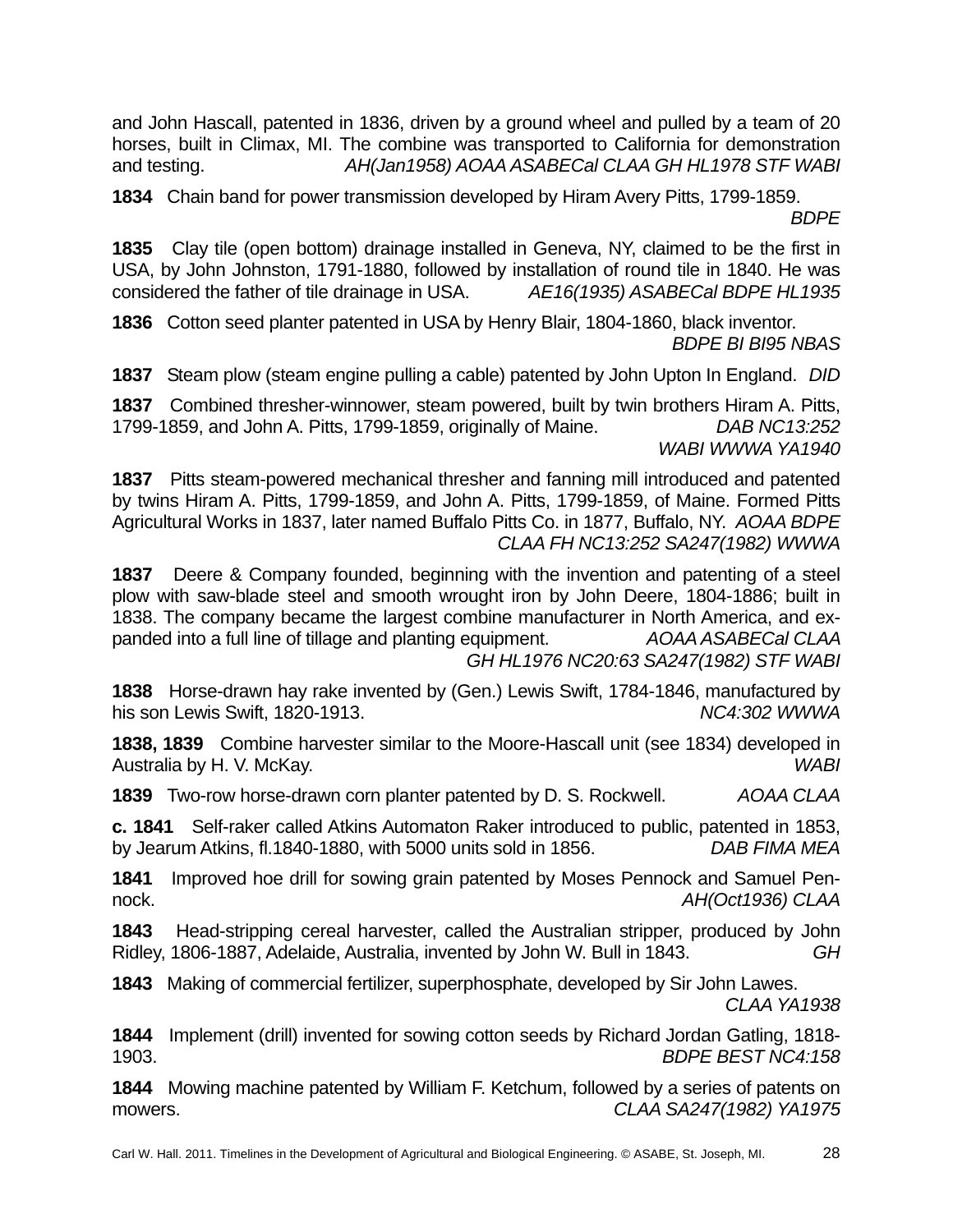and John Hascall, patented in 1836, driven by a ground wheel and pulled by a team of 20 horses, built in Climax, MI. The combine was transported to California for demonstration and testing. *AH(Jan1958) AOAA ASABECal CLAA GH HL1978 STF WABI*

**1834** Chain band for power transmission developed by Hiram Avery Pitts, 1799-1859. *BDPE*

**1835** Clay tile (open bottom) drainage installed in Geneva, NY, claimed to be the first in USA, by John Johnston, 1791-1880, followed by installation of round tile in 1840. He was considered the father of tile drainage in USA. *AE16(1935) ASABECal BDPE HL1935*

**1836** Cotton seed planter patented in USA by Henry Blair, 1804-1860, black inventor. *BDPE BI BI95 NBAS*

**1837** Steam plow (steam engine pulling a cable) patented by John Upton In England. *DID*

**1837** Combined thresher-winnower, steam powered, built by twin brothers Hiram A. Pitts, 1799-1859, and John A. Pitts, 1799-1859, originally of Maine. *DAB NC13:252 WABI WWWA YA1940*

**1837** Pitts steam-powered mechanical thresher and fanning mill introduced and patented by twins Hiram A. Pitts, 1799-1859, and John A. Pitts, 1799-1859, of Maine. Formed Pitts Agricultural Works in 1837, later named Buffalo Pitts Co. in 1877, Buffalo, NY. *AOAA BDPE CLAA FH NC13:252 SA247(1982) WWWA*

**1837** Deere & Company founded, beginning with the invention and patenting of a steel plow with saw-blade steel and smooth wrought iron by John Deere, 1804-1886; built in 1838. The company became the largest combine manufacturer in North America, and expanded into a full line of tillage and planting equipment. *AOAA ASABECal CLAA GH HL1976 NC20:63 SA247(1982) STF WABI*

**1838** Horse-drawn hay rake invented by (Gen.) Lewis Swift, 1784-1846, manufactured by his son Lewis Swift, 1820-1913. *NC4:302 WWWA*

**1838, 1839** Combine harvester similar to the Moore-Hascall unit (see 1834) developed in Australia by H. V. McKay. *WABI*

**1839** Two-row horse-drawn corn planter patented by D. S. Rockwell. *AOAA CLAA*

**c. 1841** Self-raker called Atkins Automaton Raker introduced to public, patented in 1853, by Jearum Atkins, fl.1840-1880, with 5000 units sold in 1856. *DAB FIMA MEA*

**1841** Improved hoe drill for sowing grain patented by Moses Pennock and Samuel Pennock. *AH(Oct1936) CLAA*

**1843** Head-stripping cereal harvester, called the Australian stripper, produced by John Ridley, 1806-1887, Adelaide, Australia, invented by John W. Bull in 1843. *GH*

**1843** Making of commercial fertilizer, superphosphate, developed by Sir John Lawes. *CLAA YA1938*

**1844** Implement (drill) invented for sowing cotton seeds by Richard Jordan Gatling, 1818-1903. *BDPE BEST NC4:158*

**1844** Mowing machine patented by William F. Ketchum, followed by a series of patents on mowers. *CLAA SA247(1982) YA1975*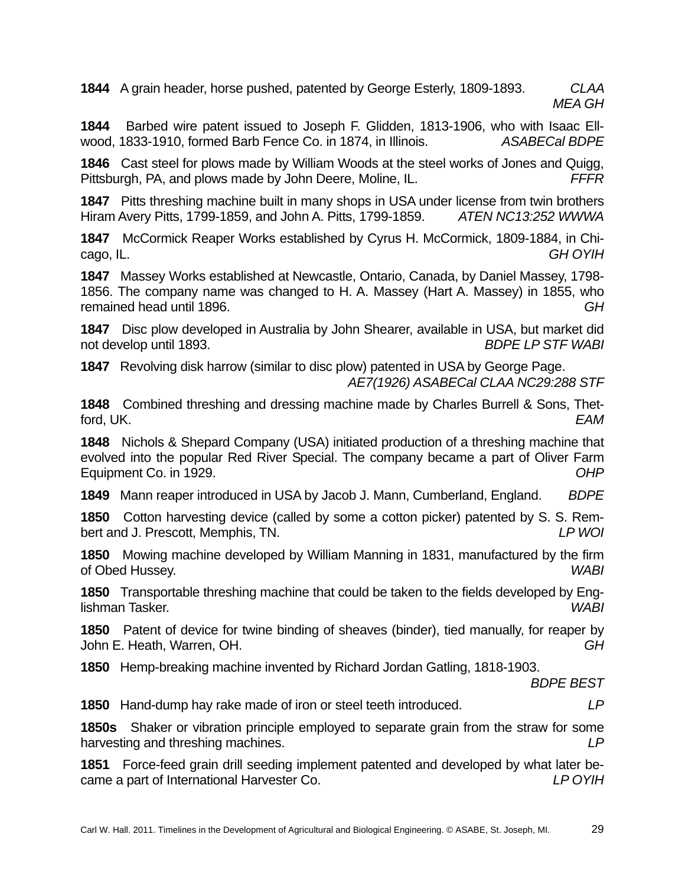**1844** A grain header, horse pushed, patented by George Esterly, 1809-1893. *CLAA MEA GH*

**1844** Barbed wire patent issued to Joseph F. Glidden, 1813-1906, who with Isaac Ellwood, 1833-1910, formed Barb Fence Co. in 1874, in Illinois. *ASABECal BDPE*

**1846** Cast steel for plows made by William Woods at the steel works of Jones and Quigg, Pittsburgh, PA, and plows made by John Deere, Moline, IL. *FFFR*

**1847** Pitts threshing machine built in many shops in USA under license from twin brothers Hiram Avery Pitts, 1799-1859, and John A. Pitts, 1799-1859. *ATEN NC13:252 WWWA*

**1847** McCormick Reaper Works established by Cyrus H. McCormick, 1809-1884, in Chicago, IL. *GH OYIH*

**1847** Massey Works established at Newcastle, Ontario, Canada, by Daniel Massey, 1798-1856. The company name was changed to H. A. Massey (Hart A. Massey) in 1855, who remained head until 1896. *GH*

**1847** Disc plow developed in Australia by John Shearer, available in USA, but market did not develop until 1893. *BDPE LP STF WABI*

**1847** Revolving disk harrow (similar to disc plow) patented in USA by George Page. *AE7(1926) ASABECal CLAA NC29:288 STF*

**1848** Combined threshing and dressing machine made by Charles Burrell & Sons, Thetford, UK. *EAM*

**1848** Nichols & Shepard Company (USA) initiated production of a threshing machine that evolved into the popular Red River Special. The company became a part of Oliver Farm Equipment Co. in 1929. *OHP*

**1849** Mann reaper introduced in USA by Jacob J. Mann, Cumberland, England. *BDPE*

**1850** Cotton harvesting device (called by some a cotton picker) patented by S. S. Rembert and J. Prescott, Memphis, TN. *LP WOI*

**1850** Mowing machine developed by William Manning in 1831, manufactured by the firm of Obed Hussey. *WABI*

**1850** Transportable threshing machine that could be taken to the fields developed by Englishman Tasker. *WABI*

**1850** Patent of device for twine binding of sheaves (binder), tied manually, for reaper by John E. Heath, Warren, OH. *GH*

**1850** Hemp-breaking machine invented by Richard Jordan Gatling, 1818-1903. *BDPE BEST*

**1850** Hand-dump hay rake made of iron or steel teeth introduced. *LP*

**1850s** Shaker or vibration principle employed to separate grain from the straw for some harvesting and threshing machines. *LP*

**1851** Force-feed grain drill seeding implement patented and developed by what later became a part of International Harvester Co. *LP OYIH*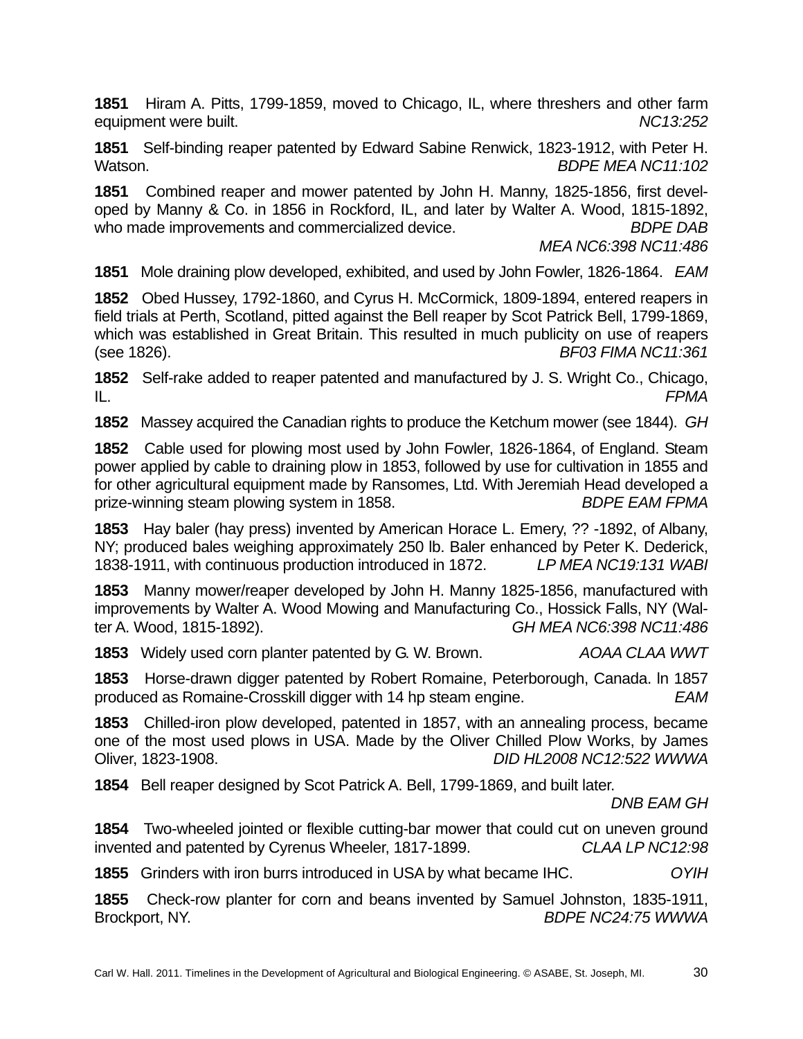**1851** Hiram A. Pitts, 1799-1859, moved to Chicago, IL, where threshers and other farm equipment were built. *NC13:252*

**1851** Self-binding reaper patented by Edward Sabine Renwick, 1823-1912, with Peter H. Watson. *BDPE MEA NC11:102*

**1851** Combined reaper and mower patented by John H. Manny, 1825-1856, first developed by Manny & Co. in 1856 in Rockford, IL, and later by Walter A. Wood, 1815-1892, who made improvements and commercialized device. *BDPE DAB MEA NC6:398 NC11:486*

**1851** Mole draining plow developed, exhibited, and used by John Fowler, 1826-1864. *EAM*

**1852** Obed Hussey, 1792-1860, and Cyrus H. McCormick, 1809-1894, entered reapers in field trials at Perth, Scotland, pitted against the Bell reaper by Scot Patrick Bell, 1799-1869, which was established in Great Britain. This resulted in much publicity on use of reapers (see 1826). *BF03 FIMA NC11:361*

**1852** Self-rake added to reaper patented and manufactured by J. S. Wright Co., Chicago, IL. *FPMA*

**1852** Massey acquired the Canadian rights to produce the Ketchum mower (see 1844). *GH*

**1852** Cable used for plowing most used by John Fowler, 1826-1864, of England. Steam power applied by cable to draining plow in 1853, followed by use for cultivation in 1855 and for other agricultural equipment made by Ransomes, Ltd. With Jeremiah Head developed a prize-winning steam plowing system in 1858. *BDPE EAM FPMA*

**1853** Hay baler (hay press) invented by American Horace L. Emery, ?? -1892, of Albany, NY; produced bales weighing approximately 250 lb. Baler enhanced by Peter K. Dederick, 1838-1911, with continuous production introduced in 1872. *LP MEA NC19:131 WABI*

**1853** Manny mower/reaper developed by John H. Manny 1825-1856, manufactured with improvements by Walter A. Wood Mowing and Manufacturing Co., Hossick Falls, NY (Walter A. Wood, 1815-1892). *GH MEA NC6:398 NC11:486*

**1853** Widely used corn planter patented by G. W. Brown. *AOAA CLAA WWT*

**1853** Horse-drawn digger patented by Robert Romaine, Peterborough, Canada. In 1857 produced as Romaine-Crosskill digger with 14 hp steam engine. *EAM*

**1853** Chilled-iron plow developed, patented in 1857, with an annealing process, became one of the most used plows in USA. Made by the Oliver Chilled Plow Works, by James Oliver, 1823-1908. *DID HL2008 NC12:522 WWWA*

**1854** Bell reaper designed by Scot Patrick A. Bell, 1799-1869, and built later. *DNB EAM GH*

**1854** Two-wheeled jointed or flexible cutting-bar mower that could cut on uneven ground invented and patented by Cyrenus Wheeler, 1817-1899. *CLAA LP NC12:98*

**1855** Grinders with iron burrs introduced in USA by what became IHC. *OYIH*

**1855** Check-row planter for corn and beans invented by Samuel Johnston, 1835-1911, Brockport, NY. *BDPE NC24:75 WWWA*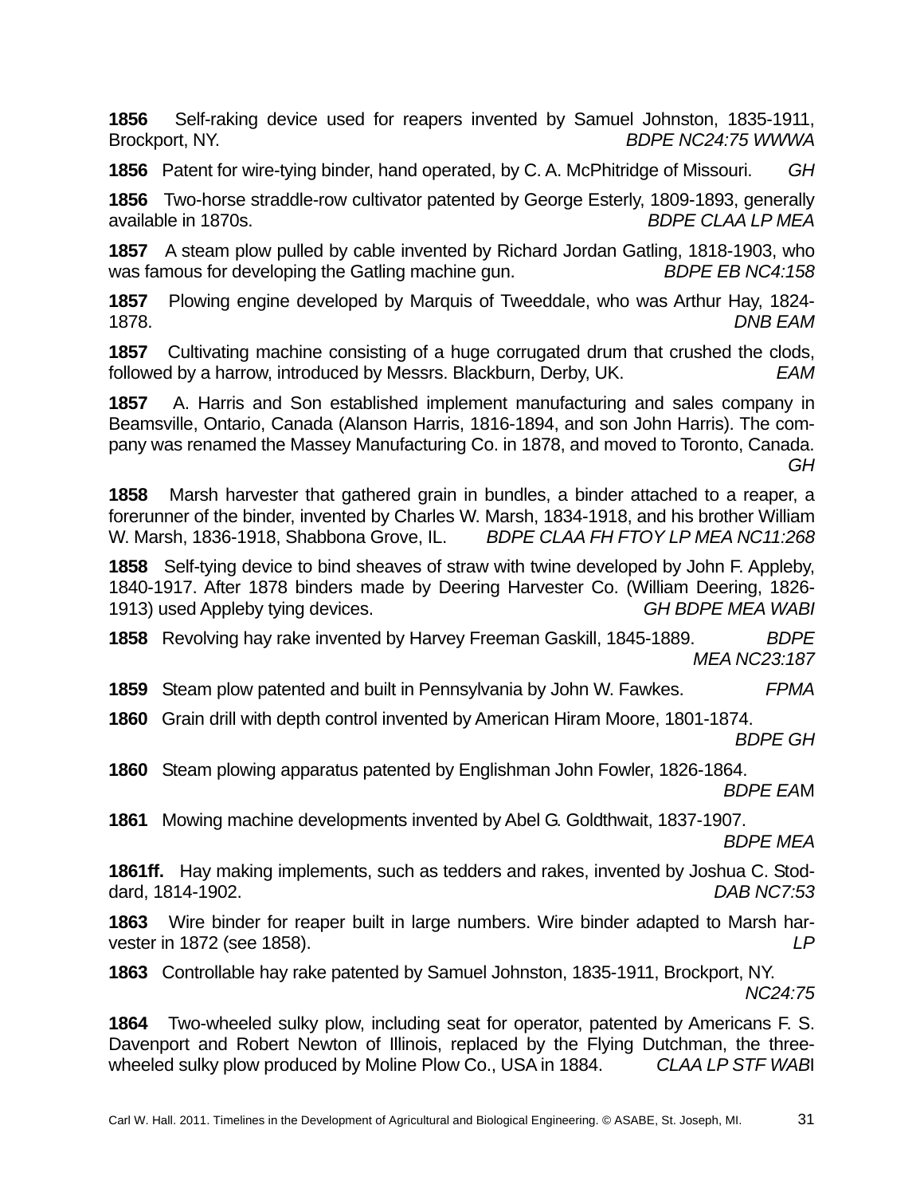**1856** Self-raking device used for reapers invented by Samuel Johnston, 1835-1911, Brockport, NY. *BDPE NC24:75 WWWA*

**1856** Patent for wire-tying binder, hand operated, by C. A. McPhitridge of Missouri. *GH*

**1856** Two-horse straddle-row cultivator patented by George Esterly, 1809-1893, generally available in 1870s. *BDPE CLAA LP MEA*

**1857** A steam plow pulled by cable invented by Richard Jordan Gatling, 1818-1903, who was famous for developing the Gatling machine gun. *BDPE EB NC4:158*

**1857** Plowing engine developed by Marquis of Tweeddale, who was Arthur Hay, 1824-1878. *DNB EAM*

**1857** Cultivating machine consisting of a huge corrugated drum that crushed the clods, followed by a harrow, introduced by Messrs. Blackburn, Derby, UK. *EAM*

**1857** A. Harris and Son established implement manufacturing and sales company in Beamsville, Ontario, Canada (Alanson Harris, 1816-1894, and son John Harris). The company was renamed the Massey Manufacturing Co. in 1878, and moved to Toronto, Canada. *GH*

**1858** Marsh harvester that gathered grain in bundles, a binder attached to a reaper, a forerunner of the binder, invented by Charles W. Marsh, 1834-1918, and his brother William W. Marsh, 1836-1918, Shabbona Grove, IL. *BDPE CLAA FH FTOY LP MEA NC11:268*

**1858** Self-tying device to bind sheaves of straw with twine developed by John F. Appleby, 1840-1917. After 1878 binders made by Deering Harvester Co. (William Deering, 1826-1913) used Appleby tying devices. *GH BDPE MEA WABI*

**1858** Revolving hay rake invented by Harvey Freeman Gaskill, 1845-1889. *BDPE MEA NC23:187*

**1859** Steam plow patented and built in Pennsylvania by John W. Fawkes. *FPMA*

**1860** Grain drill with depth control invented by American Hiram Moore, 1801-1874. *BDPE GH*

**1860** Steam plowing apparatus patented by Englishman John Fowler, 1826-1864. *BDPE EA*M

**1861** Mowing machine developments invented by Abel G. Goldthwait, 1837-1907. *BDPE MEA*

**1861ff.** Hay making implements, such as tedders and rakes, invented by Joshua C. Stoddard, 1814-1902. *DAB NC7:53*

**1863** Wire binder for reaper built in large numbers. Wire binder adapted to Marsh harvester in 1872 (see 1858). *LP*

**1863** Controllable hay rake patented by Samuel Johnston, 1835-1911, Brockport, NY. *NC24:75*

**1864** Two-wheeled sulky plow, including seat for operator, patented by Americans F. S. Davenport and Robert Newton of Illinois, replaced by the Flying Dutchman, the three-wheeled sulky plow produced by Moline Plow Co., USA in 1884. *CLAA LP STF WAB*I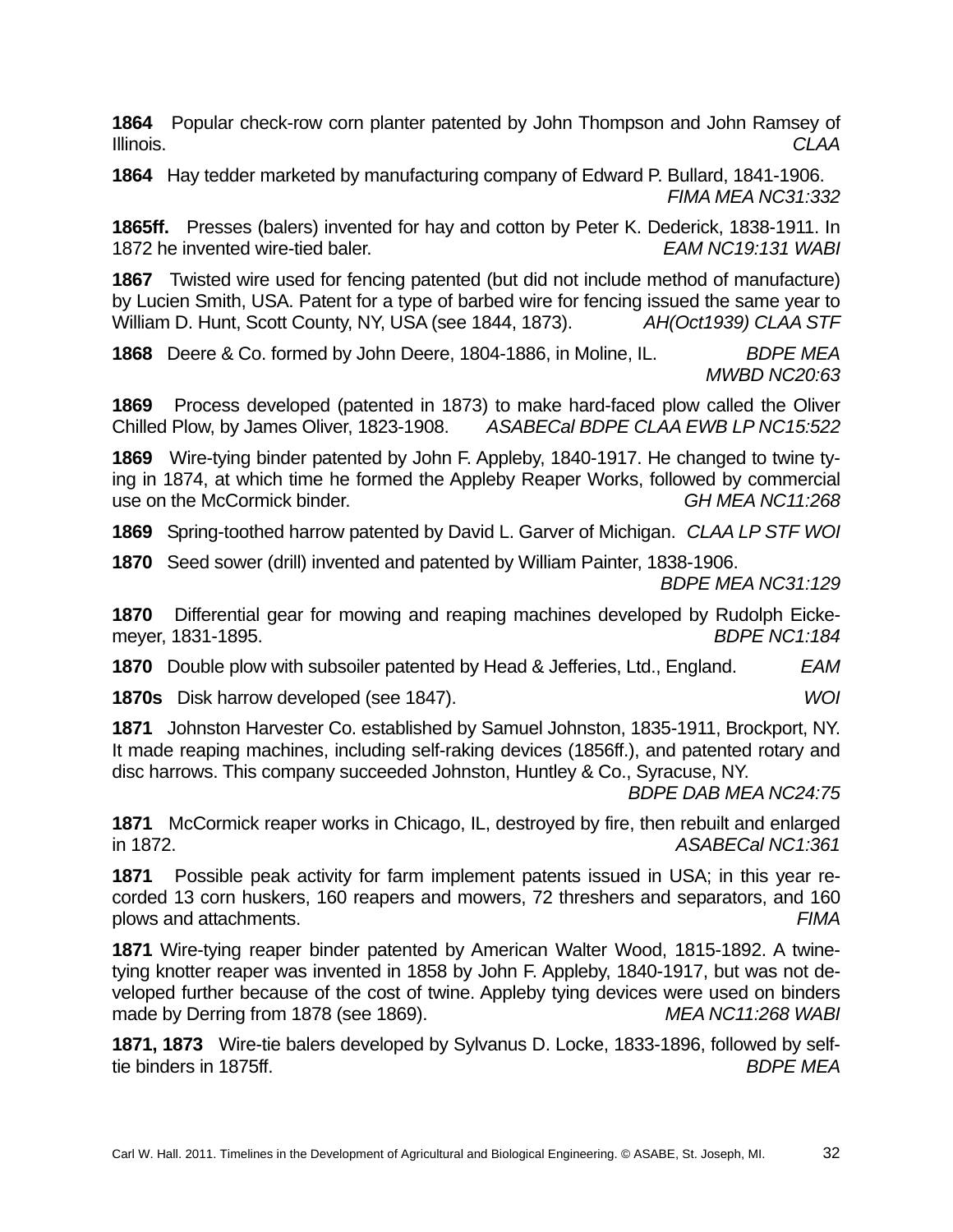**1864** Popular check-row corn planter patented by John Thompson and John Ramsey of Illinois. *CLAA*

**1864** Hay tedder marketed by manufacturing company of Edward P. Bullard, 1841-1906. *FIMA MEA NC31:332*

**1865ff.** Presses (balers) invented for hay and cotton by Peter K. Dederick, 1838-1911. In 1872 he invented wire-tied baler. *EAM NC19:131 WABI*

**1867** Twisted wire used for fencing patented (but did not include method of manufacture) by Lucien Smith, USA. Patent for a type of barbed wire for fencing issued the same year to William D. Hunt, Scott County, NY, USA (see 1844, 1873). *AH(Oct1939) CLAA STF*

**1868** Deere & Co. formed by John Deere, 1804-1886, in Moline, IL. *BDPE MEA MWBD NC20:63*

**1869** Process developed (patented in 1873) to make hard-faced plow called the Oliver Chilled Plow, by James Oliver, 1823-1908. *ASABECal BDPE CLAA EWB LP NC15:522*

**1869** Wire-tying binder patented by John F. Appleby, 1840-1917. He changed to twine tying in 1874, at which time he formed the Appleby Reaper Works, followed by commercial use on the McCormick binder. *GH MEA NC11:268*

**1869** Spring-toothed harrow patented by David L. Garver of Michigan. *CLAA LP STF WOI*

**1870** Seed sower (drill) invented and patented by William Painter, 1838-1906. *BDPE MEA NC31:129*

**1870** Differential gear for mowing and reaping machines developed by Rudolph Eickemeyer, 1831-1895. *BDPE NC1:184*

**1870** Double plow with subsoiler patented by Head & Jefferies, Ltd., England. *EAM*

**1870s** Disk harrow developed (see 1847). *WOI*

**1871** Johnston Harvester Co. established by Samuel Johnston, 1835-1911, Brockport, NY. It made reaping machines, including self-raking devices (1856ff.), and patented rotary and disc harrows. This company succeeded Johnston, Huntley & Co., Syracuse, NY. *BDPE DAB MEA NC24:75*

**1871** McCormick reaper works in Chicago, IL, destroyed by fire, then rebuilt and enlarged in 1872. *ASABECal NC1:361*

**1871** Possible peak activity for farm implement patents issued in USA; in this year recorded 13 corn huskers, 160 reapers and mowers, 72 threshers and separators, and 160 plows and attachments. *FIMA*

**1871** Wire-tying reaper binder patented by American Walter Wood, 1815-1892. A twine-tying knotter reaper was invented in 1858 by John F. Appleby, 1840-1917, but was not developed further because of the cost of twine. Appleby tying devices were used on binders made by Derring from 1878 (see 1869). *MEA NC11:268 WABI*

**1871, 1873** Wire-tie balers developed by Sylvanus D. Locke, 1833-1896, followed by self-tie binders in 1875ff. *BDPE MEA*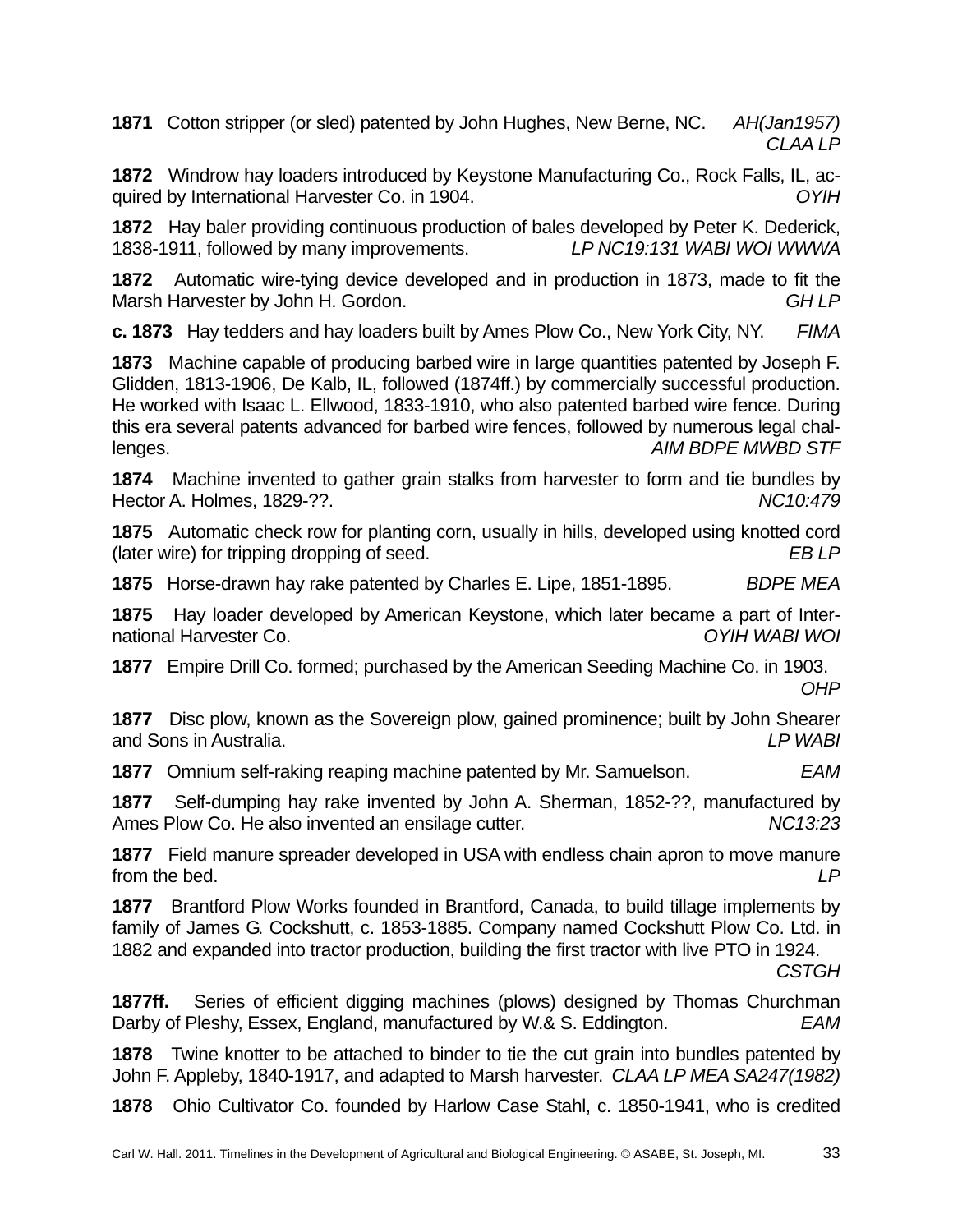**1871** Cotton stripper (or sled) patented by John Hughes, New Berne, NC. *AH(Jan1957) CLAA LP*

**1872** Windrow hay loaders introduced by Keystone Manufacturing Co., Rock Falls, IL, acquired by International Harvester Co. in 1904. *OYIH*

**1872** Hay baler providing continuous production of bales developed by Peter K. Dederick, 1838-1911, followed by many improvements. *LP NC19:131 WABI WOI WWWA*

**1872** Automatic wire-tying device developed and in production in 1873, made to fit the Marsh Harvester by John H. Gordon. *GH LP*

**c. 1873** Hay tedders and hay loaders built by Ames Plow Co., New York City, NY. *FIMA*

**1873** Machine capable of producing barbed wire in large quantities patented by Joseph F. Glidden, 1813-1906, De Kalb, IL, followed (1874ff.) by commercially successful production. He worked with Isaac L. Ellwood, 1833-1910, who also patented barbed wire fence. During this era several patents advanced for barbed wire fences, followed by numerous legal challenges. *AIM BDPE MWBD STF*

**1874** Machine invented to gather grain stalks from harvester to form and tie bundles by Hector A. Holmes, 1829-??. *NC10:479*

**1875** Automatic check row for planting corn, usually in hills, developed using knotted cord (later wire) for tripping dropping of seed. *EB LP*

**1875** Horse-drawn hay rake patented by Charles E. Lipe, 1851-1895. *BDPE MEA*

**1875** Hay loader developed by American Keystone, which later became a part of International Harvester Co. *OYIH WABI WOI*

**1877** Empire Drill Co. formed; purchased by the American Seeding Machine Co. in 1903. *OHP*

**1877** Disc plow, known as the Sovereign plow, gained prominence; built by John Shearer and Sons in Australia. *LP WABI*

**1877** Omnium self-raking reaping machine patented by Mr. Samuelson. *EAM*

**1877** Self-dumping hay rake invented by John A. Sherman, 1852-??, manufactured by Ames Plow Co. He also invented an ensilage cutter. *NC13:23*

**1877** Field manure spreader developed in USA with endless chain apron to move manure from the bed. *LP*

**1877** Brantford Plow Works founded in Brantford, Canada, to build tillage implements by family of James G. Cockshutt, c. 1853-1885. Company named Cockshutt Plow Co. Ltd. in 1882 and expanded into tractor production, building the first tractor with live PTO in 1924. *CSTGH*

**1877ff.** Series of efficient digging machines (plows) designed by Thomas Churchman Darby of Pleshy, Essex, England, manufactured by W.& S. Eddington. *EAM*

**1878** Twine knotter to be attached to binder to tie the cut grain into bundles patented by John F. Appleby, 1840-1917, and adapted to Marsh harvester. *CLAA LP MEA SA247(1982)*

**1878** Ohio Cultivator Co. founded by Harlow Case Stahl, c. 1850-1941, who is credited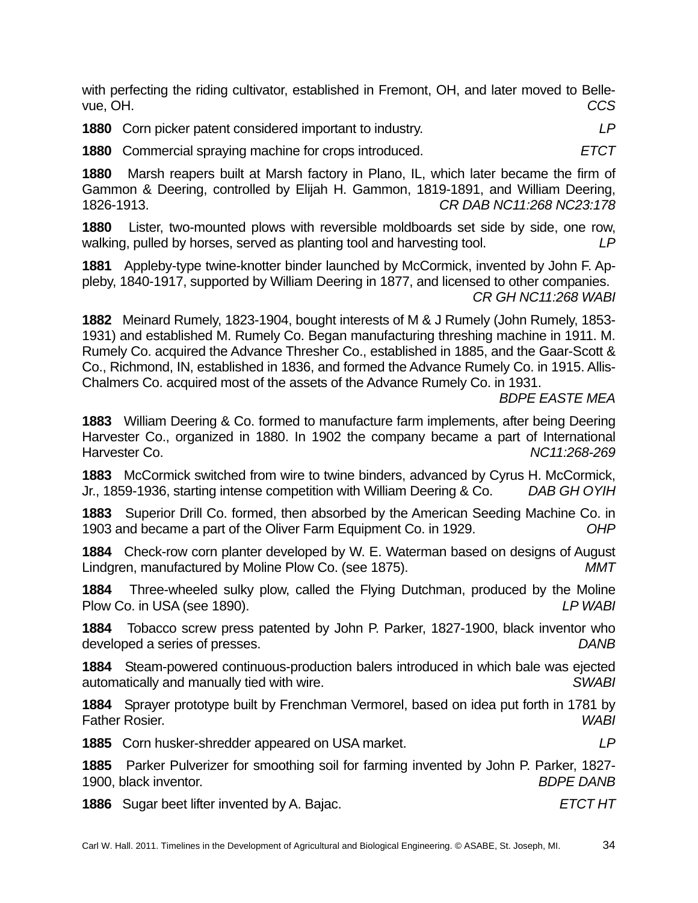with perfecting the riding cultivator, established in Fremont, OH, and later moved to Bellevue, OH. *CCS*

**1880** Corn picker patent considered important to industry. *LP*

**1880** Commercial spraying machine for crops introduced. *ETCT*

**1880** Marsh reapers built at Marsh factory in Plano, IL, which later became the firm of Gammon & Deering, controlled by Elijah H. Gammon, 1819-1891, and William Deering, 1826-1913. *CR DAB NC11:268 NC23:178*

**1880** Lister, two-mounted plows with reversible moldboards set side by side, one row, walking, pulled by horses, served as planting tool and harvesting tool. *LP*

**1881** Appleby-type twine-knotter binder launched by McCormick, invented by John F. Appleby, 1840-1917, supported by William Deering in 1877, and licensed to other companies. *CR GH NC11:268 WABI*

**1882** Meinard Rumely, 1823-1904, bought interests of M & J Rumely (John Rumely, 1853-1931) and established M. Rumely Co. Began manufacturing threshing machine in 1911. M. Rumely Co. acquired the Advance Thresher Co., established in 1885, and the Gaar-Scott & Co., Richmond, IN, established in 1836, and formed the Advance Rumely Co. in 1915. Allis-Chalmers Co. acquired most of the assets of the Advance Rumely Co. in 1931. *BDPE EASTE MEA*

**1883** William Deering & Co. formed to manufacture farm implements, after being Deering Harvester Co., organized in 1880. In 1902 the company became a part of International Harvester Co. *NC11:268-269*

**1883** McCormick switched from wire to twine binders, advanced by Cyrus H. McCormick, Jr., 1859-1936, starting intense competition with William Deering & Co. *DAB GH OYIH*

**1883** Superior Drill Co. formed, then absorbed by the American Seeding Machine Co. in 1903 and became a part of the Oliver Farm Equipment Co. in 1929. *OHP*

**1884** Check-row corn planter developed by W. E. Waterman based on designs of August Lindgren, manufactured by Moline Plow Co. (see 1875). *MMT*

**1884** Three-wheeled sulky plow, called the Flying Dutchman, produced by the Moline Plow Co. in USA (see 1890). *LP WABI*

**1884** Tobacco screw press patented by John P. Parker, 1827-1900, black inventor who developed a series of presses. *DANB*

**1884** Steam-powered continuous-production balers introduced in which bale was ejected automatically and manually tied with wire. *SWABI*

**1884** Sprayer prototype built by Frenchman Vermorel, based on idea put forth in 1781 by Father Rosier. *WABI*

**1885** Corn husker-shredder appeared on USA market. *LP*

**1885** Parker Pulverizer for smoothing soil for farming invented by John P. Parker, 1827-1900, black inventor. *BDPE DANB*

**1886** Sugar beet lifter invented by A. Bajac. *ETCT HT*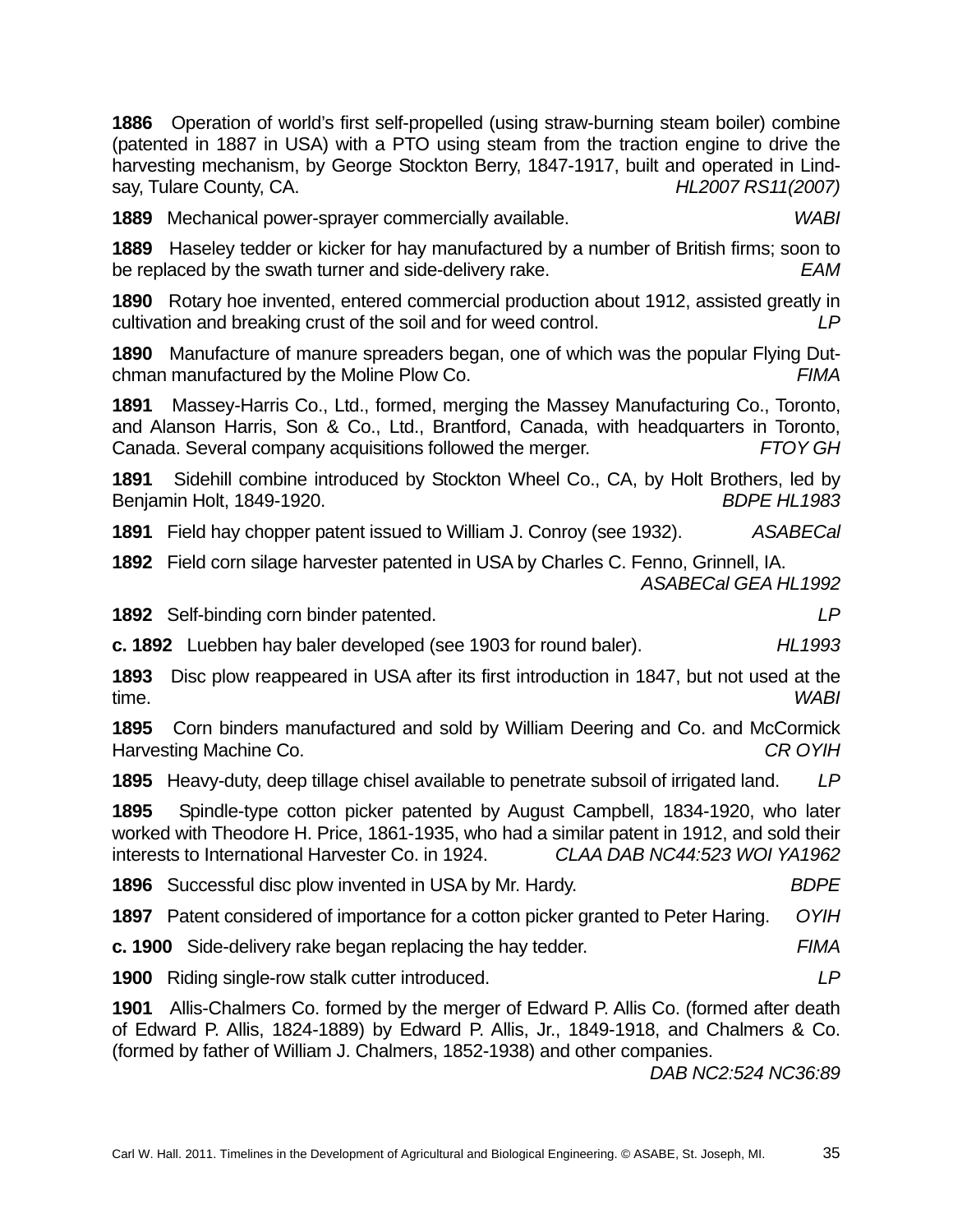**1886** Operation of world's first self-propelled (using straw-burning steam boiler) combine (patented in 1887 in USA) with a PTO using steam from the traction engine to drive the harvesting mechanism, by George Stockton Berry, 1847-1917, built and operated in Lindsay, Tulare County, CA. *HL2007 RS11(2007)*

**1889** Mechanical power-sprayer commercially available. *WABI*

**1889** Haseley tedder or kicker for hay manufactured by a number of British firms; soon to be replaced by the swath turner and side-delivery rake. *EAM*

**1890** Rotary hoe invented, entered commercial production about 1912, assisted greatly in cultivation and breaking crust of the soil and for weed control. *LP*

**1890** Manufacture of manure spreaders began, one of which was the popular Flying Dutchman manufactured by the Moline Plow Co. *FIMA*

**1891** Massey-Harris Co., Ltd., formed, merging the Massey Manufacturing Co., Toronto, and Alanson Harris, Son & Co., Ltd., Brantford, Canada, with headquarters in Toronto, Canada. Several company acquisitions followed the merger. *FTOY GH*

**1891** Sidehill combine introduced by Stockton Wheel Co., CA, by Holt Brothers, led by Benjamin Holt, 1849-1920. *BDPE HL1983*

**1891** Field hay chopper patent issued to William J. Conroy (see 1932). *ASABECal*

**1892** Field corn silage harvester patented in USA by Charles C. Fenno, Grinnell, IA. *ASABECal GEA HL1992*

**1892** Self-binding corn binder patented. *LP*

**c. 1892** Luebben hay baler developed (see 1903 for round baler). *HL1993*

**1893** Disc plow reappeared in USA after its first introduction in 1847, but not used at the time. *WABI*

**1895** Corn binders manufactured and sold by William Deering and Co. and McCormick Harvesting Machine Co. *CR OYIH*

**1895** Heavy-duty, deep tillage chisel available to penetrate subsoil of irrigated land. *LP*

**1895** Spindle-type cotton picker patented by August Campbell, 1834-1920, who later worked with Theodore H. Price, 1861-1935, who had a similar patent in 1912, and sold their interests to International Harvester Co. in 1924. *CLAA DAB NC44:523 WOI YA1962*

**1896** Successful disc plow invented in USA by Mr. Hardy. *BDPE*

**1897** Patent considered of importance for a cotton picker granted to Peter Haring. *OYIH*

**c. 1900** Side-delivery rake began replacing the hay tedder. *FIMA*

**1900** Riding single-row stalk cutter introduced. *LP*

**1901** Allis-Chalmers Co. formed by the merger of Edward P. Allis Co. (formed after death of Edward P. Allis, 1824-1889) by Edward P. Allis, Jr., 1849-1918, and Chalmers & Co. (formed by father of William J. Chalmers, 1852-1938) and other companies. *DAB NC2:524 NC36:89*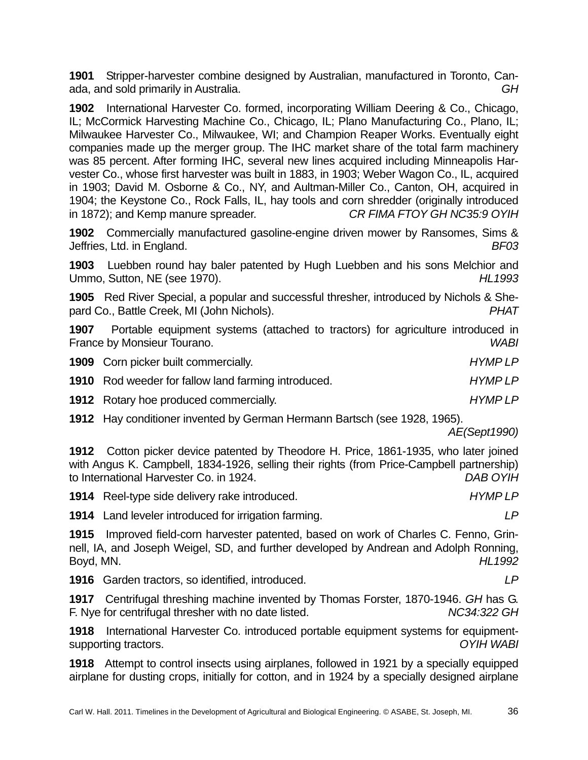**1901** Stripper-harvester combine designed by Australian, manufactured in Toronto, Canada, and sold primarily in Australia. *GH*

**1902** International Harvester Co. formed, incorporating William Deering & Co., Chicago, IL; McCormick Harvesting Machine Co., Chicago, IL; Plano Manufacturing Co., Plano, IL; Milwaukee Harvester Co., Milwaukee, WI; and Champion Reaper Works. Eventually eight companies made up the merger group. The IHC market share of the total farm machinery was 85 percent. After forming IHC, several new lines acquired including Minneapolis Harvester Co., whose first harvester was built in 1883, in 1903; Weber Wagon Co., IL, acquired in 1903; David M. Osborne & Co., NY, and Aultman-Miller Co., Canton, OH, acquired in 1904; the Keystone Co., Rock Falls, IL, hay tools and corn shredder (originally introduced in 1872); and Kemp manure spreader. *CR FIMA FTOY GH NC35:9 OYIH*

**1902** Commercially manufactured gasoline-engine driven mower by Ransomes, Sims & Jeffries, Ltd. in England. *BF03*

**1903** Luebben round hay baler patented by Hugh Luebben and his sons Melchior and Ummo, Sutton, NE (see 1970). *HL1993*

**1905** Red River Special, a popular and successful thresher, introduced by Nichols & Shepard Co., Battle Creek, MI (John Nichols). *PHAT*

**1907** Portable equipment systems (attached to tractors) for agriculture introduced in France by Monsieur Tourano. *WABI*

**1909** Corn picker built commercially. *HYMP LP*

**1910** Rod weeder for fallow land farming introduced. *HYMP LP*

**1912** Rotary hoe produced commercially. *HYMP LP*

**1912** Hay conditioner invented by German Hermann Bartsch (see 1928, 1965). *AE(Sept1990)*

**1912** Cotton picker device patented by Theodore H. Price, 1861-1935, who later joined with Angus K. Campbell, 1834-1926, selling their rights (from Price-Campbell partnership) to International Harvester Co. in 1924. *DAB OYIH*

**1914** Reel-type side delivery rake introduced. *HYMP LP*

**1914** Land leveler introduced for irrigation farming. *LP*

**1915** Improved field-corn harvester patented, based on work of Charles C. Fenno, Grinnell, IA, and Joseph Weigel, SD, and further developed by Andrean and Adolph Ronning, Boyd, MN. *HL1992*

**1916** Garden tractors, so identified, introduced. *LP*

**1917** Centrifugal threshing machine invented by Thomas Forster, 1870-1946. *GH* has G. F. Nye for centrifugal thresher with no date listed. *NC34:322 GH*

**1918** International Harvester Co. introduced portable equipment systems for equipment-supporting tractors. *OYIH WABI*

**1918** Attempt to control insects using airplanes, followed in 1921 by a specially equipped airplane for dusting crops, initially for cotton, and in 1924 by a specially designed airplane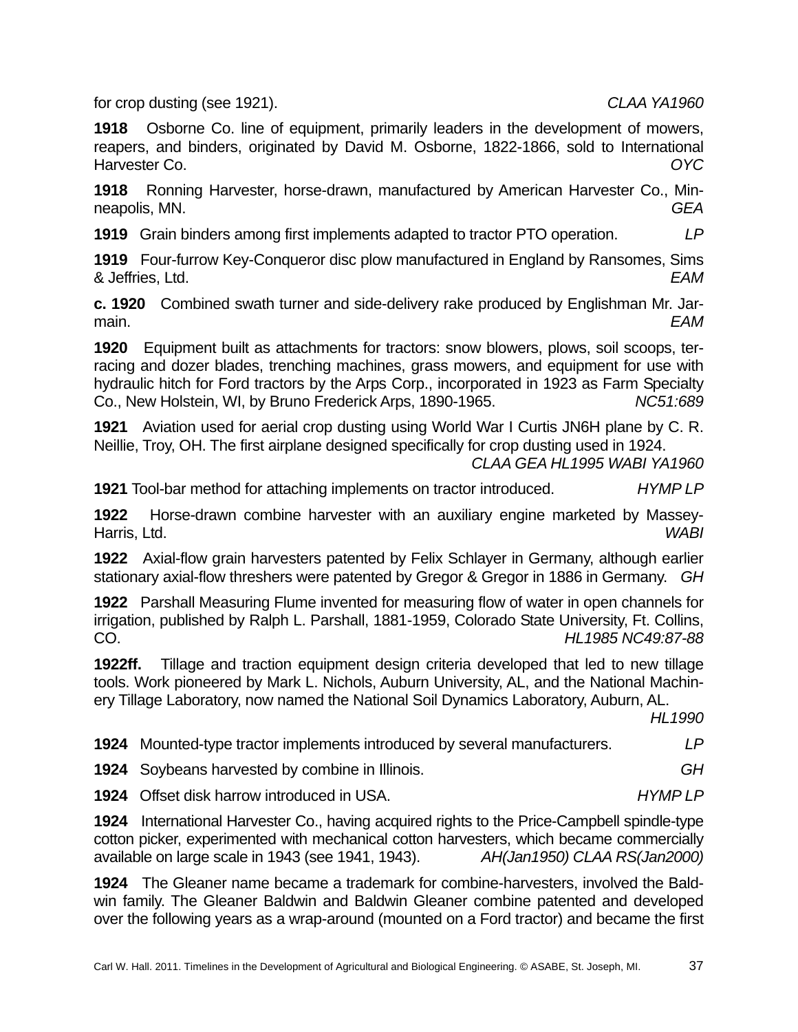for crop dusting (see 1921). *CLAA YA1960*

**1918** Osborne Co. line of equipment, primarily leaders in the development of mowers, reapers, and binders, originated by David M. Osborne, 1822-1866, sold to International Harvester Co. *OYC*

**1918** Ronning Harvester, horse-drawn, manufactured by American Harvester Co., Minneapolis, MN. *GEA*

**1919** Grain binders among first implements adapted to tractor PTO operation. *LP*

**1919** Four-furrow Key-Conqueror disc plow manufactured in England by Ransomes, Sims & Jeffries, Ltd. *EAM*

**c. 1920** Combined swath turner and side-delivery rake produced by Englishman Mr. Jarmain. *EAM*

**1920** Equipment built as attachments for tractors: snow blowers, plows, soil scoops, terracing and dozer blades, trenching machines, grass mowers, and equipment for use with hydraulic hitch for Ford tractors by the Arps Corp., incorporated in 1923 as Farm Specialty Co., New Holstein, WI, by Bruno Frederick Arps, 1890-1965. *NC51:689*

**1921** Aviation used for aerial crop dusting using World War I Curtis JN6H plane by C. R. Neillie, Troy, OH. The first airplane designed specifically for crop dusting used in 1924. *CLAA GEA HL1995 WABI YA1960*

**1921** Tool-bar method for attaching implements on tractor introduced. *HYMP LP*

**1922** Horse-drawn combine harvester with an auxiliary engine marketed by Massey-Harris, Ltd. *WABI*

**1922** Axial-flow grain harvesters patented by Felix Schlayer in Germany, although earlier stationary axial-flow threshers were patented by Gregor & Gregor in 1886 in Germany. *GH*

**1922** Parshall Measuring Flume invented for measuring flow of water in open channels for irrigation, published by Ralph L. Parshall, 1881-1959, Colorado State University, Ft. Collins, CO. *HL1985 NC49:87-88*

**1922ff.** Tillage and traction equipment design criteria developed that led to new tillage tools. Work pioneered by Mark L. Nichols, Auburn University, AL, and the National Machinery Tillage Laboratory, now named the National Soil Dynamics Laboratory, Auburn, AL. *HL1990*

**1924** Mounted-type tractor implements introduced by several manufacturers. *LP*

**1924** Soybeans harvested by combine in Illinois. *GH*

**1924** Offset disk harrow introduced in USA. *HYMP LP*

**1924** International Harvester Co., having acquired rights to the Price-Campbell spindle-type cotton picker, experimented with mechanical cotton harvesters, which became commercially available on large scale in 1943 (see 1941, 1943). *AH(Jan1950) CLAA RS(Jan2000)*

**1924** The Gleaner name became a trademark for combine-harvesters, involved the Baldwin family. The Gleaner Baldwin and Baldwin Gleaner combine patented and developed over the following years as a wrap-around (mounted on a Ford tractor) and became the first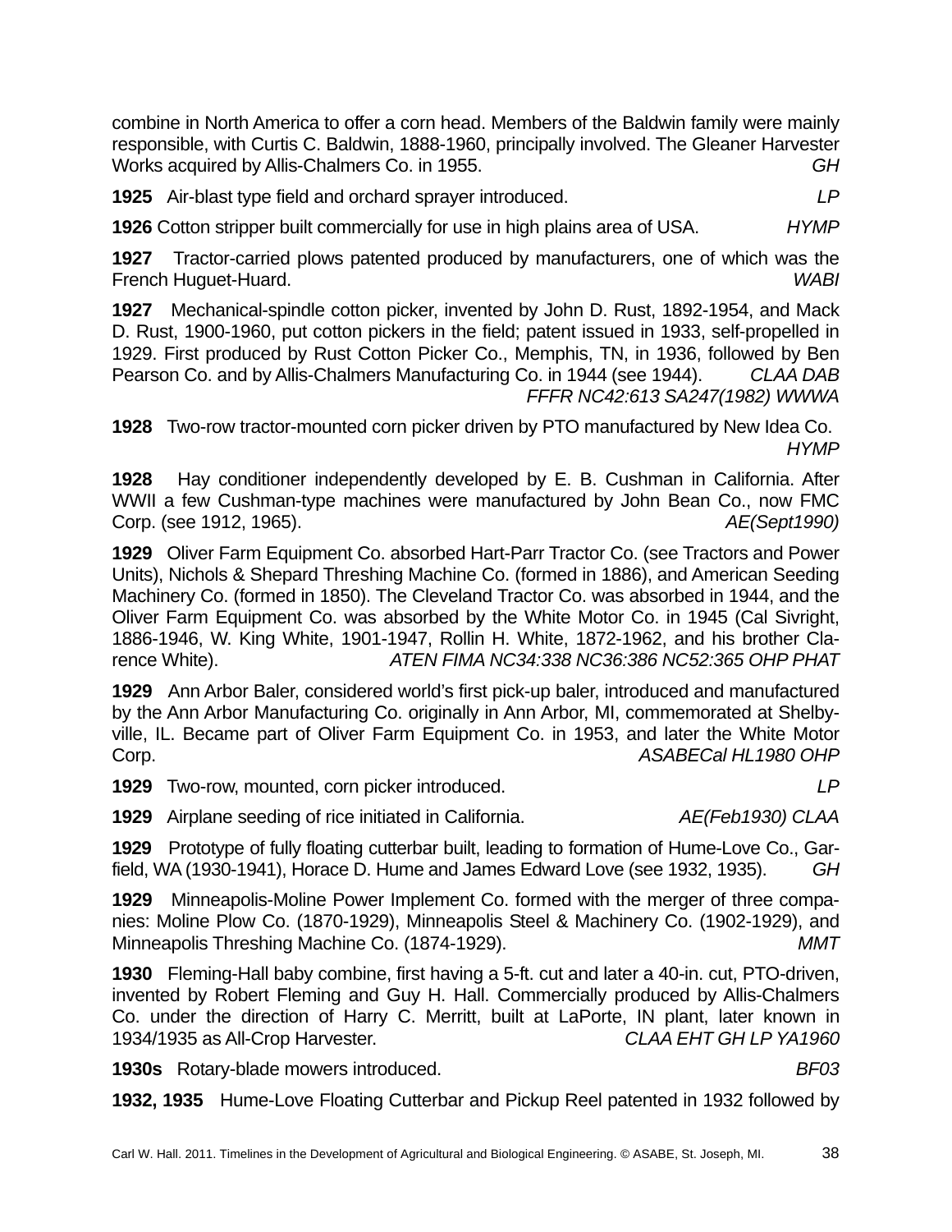combine in North America to offer a corn head. Members of the Baldwin family were mainly responsible, with Curtis C. Baldwin, 1888-1960, principally involved. The Gleaner Harvester Works acquired by Allis-Chalmers Co. in 1955. *GH*

**1925** Air-blast type field and orchard sprayer introduced. *LP*

**1926** Cotton stripper built commercially for use in high plains area of USA. *HYMP*

**1927** Tractor-carried plows patented produced by manufacturers, one of which was the French Huguet-Huard. *WABI*

**1927** Mechanical-spindle cotton picker, invented by John D. Rust, 1892-1954, and Mack D. Rust, 1900-1960, put cotton pickers in the field; patent issued in 1933, self-propelled in 1929. First produced by Rust Cotton Picker Co., Memphis, TN, in 1936, followed by Ben Pearson Co. and by Allis-Chalmers Manufacturing Co. in 1944 (see 1944). *CLAA DAB FFFR NC42:613 SA247(1982) WWWA*

**1928** Two-row tractor-mounted corn picker driven by PTO manufactured by New Idea Co. *HYMP*

**1928** Hay conditioner independently developed by E. B. Cushman in California. After WWII a few Cushman-type machines were manufactured by John Bean Co., now FMC Corp. (see 1912, 1965). *AE(Sept1990)*

**1929** Oliver Farm Equipment Co. absorbed Hart-Parr Tractor Co. (see Tractors and Power Units), Nichols & Shepard Threshing Machine Co. (formed in 1886), and American Seeding Machinery Co. (formed in 1850). The Cleveland Tractor Co. was absorbed in 1944, and the Oliver Farm Equipment Co. was absorbed by the White Motor Co. in 1945 (Cal Sivright, 1886-1946, W. King White, 1901-1947, Rollin H. White, 1872-1962, and his brother Clarence White). *ATEN FIMA NC34:338 NC36:386 NC52:365 OHP PHAT*

**1929** Ann Arbor Baler, considered world's first pick-up baler, introduced and manufactured by the Ann Arbor Manufacturing Co. originally in Ann Arbor, MI, commemorated at Shelbyville, IL. Became part of Oliver Farm Equipment Co. in 1953, and later the White Motor Corp. *ASABECal HL1980 OHP*

**1929** Two-row, mounted, corn picker introduced. *LP*

**1929** Airplane seeding of rice initiated in California. *AE(Feb1930) CLAA*

**1929** Prototype of fully floating cutterbar built, leading to formation of Hume-Love Co., Garfield, WA (1930-1941), Horace D. Hume and James Edward Love (see 1932, 1935). *GH*

**1929** Minneapolis-Moline Power Implement Co. formed with the merger of three companies: Moline Plow Co. (1870-1929), Minneapolis Steel & Machinery Co. (1902-1929), and Minneapolis Threshing Machine Co. (1874-1929). *MMT*

**1930** Fleming-Hall baby combine, first having a 5-ft. cut and later a 40-in. cut, PTO-driven, invented by Robert Fleming and Guy H. Hall. Commercially produced by Allis-Chalmers Co. under the direction of Harry C. Merritt, built at LaPorte, IN plant, later known in 1934/1935 as All-Crop Harvester. *CLAA EHT GH LP YA1960*

**1930s** Rotary-blade mowers introduced. *BF03*

**1932, 1935** Hume-Love Floating Cutterbar and Pickup Reel patented in 1932 followed by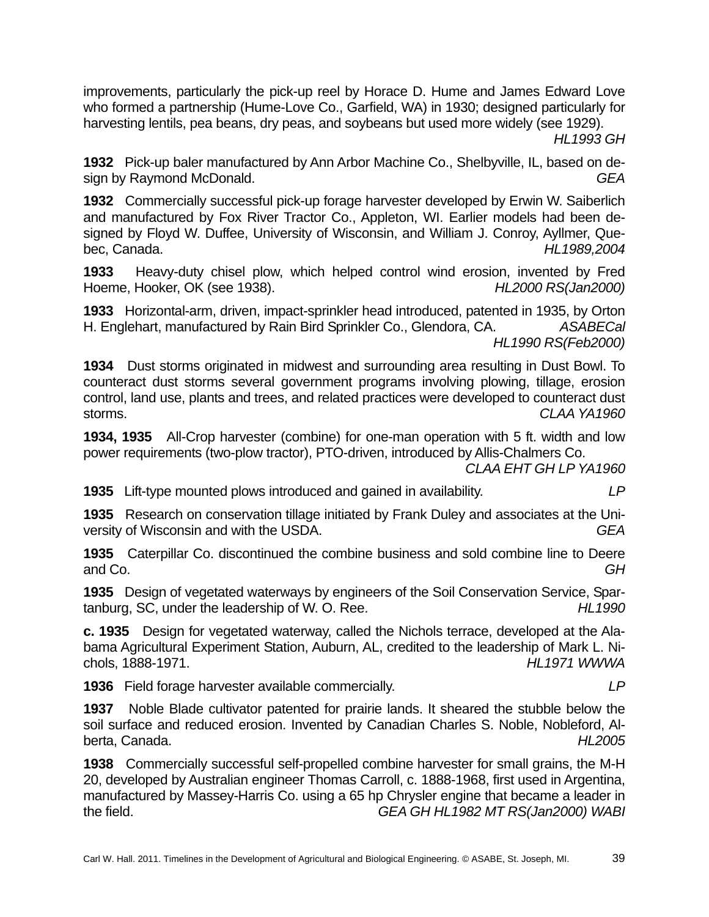improvements, particularly the pick-up reel by Horace D. Hume and James Edward Love who formed a partnership (Hume-Love Co., Garfield, WA) in 1930; designed particularly for harvesting lentils, pea beans, dry peas, and soybeans but used more widely (see 1929). *HL1993 GH*

**1932** Pick-up baler manufactured by Ann Arbor Machine Co., Shelbyville, IL, based on design by Raymond McDonald. *GEA*

**1932** Commercially successful pick-up forage harvester developed by Erwin W. Saiberlich and manufactured by Fox River Tractor Co., Appleton, WI. Earlier models had been designed by Floyd W. Duffee, University of Wisconsin, and William J. Conroy, Ayllmer, Quebec, Canada. *HL1989,2004*

**1933** Heavy-duty chisel plow, which helped control wind erosion, invented by Fred Hoeme, Hooker, OK (see 1938). *HL2000 RS(Jan2000)*

**1933** Horizontal-arm, driven, impact-sprinkler head introduced, patented in 1935, by Orton H. Englehart, manufactured by Rain Bird Sprinkler Co., Glendora, CA. *ASABECal HL1990 RS(Feb2000)*

**1934** Dust storms originated in midwest and surrounding area resulting in Dust Bowl. To counteract dust storms several government programs involving plowing, tillage, erosion control, land use, plants and trees, and related practices were developed to counteract dust storms. *CLAA YA1960*

**1934, 1935** All-Crop harvester (combine) for one-man operation with 5 ft. width and low power requirements (two-plow tractor), PTO-driven, introduced by Allis-Chalmers Co. *CLAA EHT GH LP YA1960*

**1935** Lift-type mounted plows introduced and gained in availability. *LP*

**1935** Research on conservation tillage initiated by Frank Duley and associates at the University of Wisconsin and with the USDA. *GEA*

**1935** Caterpillar Co. discontinued the combine business and sold combine line to Deere and Co. *GH*

**1935** Design of vegetated waterways by engineers of the Soil Conservation Service, Spartanburg, SC, under the leadership of W. O. Ree. *HL1990*

**c. 1935** Design for vegetated waterway, called the Nichols terrace, developed at the Alabama Agricultural Experiment Station, Auburn, AL, credited to the leadership of Mark L. Nichols, 1888-1971. *HL1971 WWWA*

**1936** Field forage harvester available commercially. *LP*

**1937** Noble Blade cultivator patented for prairie lands. It sheared the stubble below the soil surface and reduced erosion. Invented by Canadian Charles S. Noble, Nobleford, Alberta, Canada. *HL2005*

**1938** Commercially successful self-propelled combine harvester for small grains, the M-H 20, developed by Australian engineer Thomas Carroll, c. 1888-1968, first used in Argentina, manufactured by Massey-Harris Co. using a 65 hp Chrysler engine that became a leader in the field. *GEA GH HL1982 MT RS(Jan2000) WABI*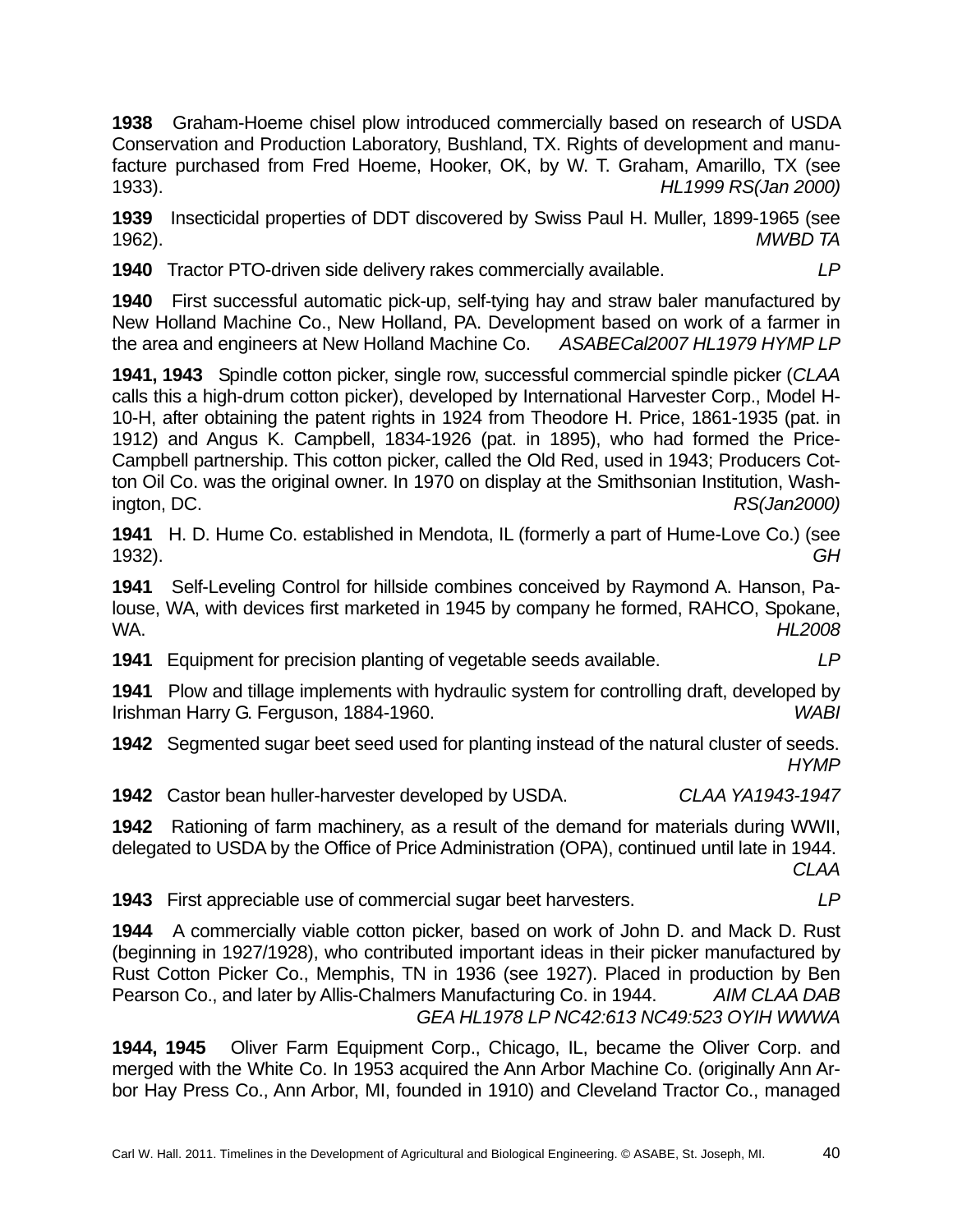**1938** Graham-Hoeme chisel plow introduced commercially based on research of USDA Conservation and Production Laboratory, Bushland, TX. Rights of development and manufacture purchased from Fred Hoeme, Hooker, OK, by W. T. Graham, Amarillo, TX (see 1933). *HL1999 RS(Jan 2000)*

**1939** Insecticidal properties of DDT discovered by Swiss Paul H. Muller, 1899-1965 (see 1962). *MWBD TA*

**1940** Tractor PTO-driven side delivery rakes commercially available. *LP*

**1940** First successful automatic pick-up, self-tying hay and straw baler manufactured by New Holland Machine Co., New Holland, PA. Development based on work of a farmer in the area and engineers at New Holland Machine Co. *ASABECal2007 HL1979 HYMP LP*

**1941, 1943** Spindle cotton picker, single row, successful commercial spindle picker (*CLAA* calls this a high-drum cotton picker), developed by International Harvester Corp., Model H-10-H, after obtaining the patent rights in 1924 from Theodore H. Price, 1861-1935 (pat. in 1912) and Angus K. Campbell, 1834-1926 (pat. in 1895), who had formed the Price-Campbell partnership. This cotton picker, called the Old Red, used in 1943; Producers Cotton Oil Co. was the original owner. In 1970 on display at the Smithsonian Institution, Washington, DC. *RS(Jan2000)*

**1941** H. D. Hume Co. established in Mendota, IL (formerly a part of Hume-Love Co.) (see 1932). *GH*

**1941** Self-Leveling Control for hillside combines conceived by Raymond A. Hanson, Palouse, WA, with devices first marketed in 1945 by company he formed, RAHCO, Spokane, WA. *HL2008*

**1941** Equipment for precision planting of vegetable seeds available. *LP*

**1941** Plow and tillage implements with hydraulic system for controlling draft, developed by Irishman Harry G. Ferguson, 1884-1960. *WABI*

**1942** Segmented sugar beet seed used for planting instead of the natural cluster of seeds. *HYMP*

**1942** Castor bean huller-harvester developed by USDA. *CLAA YA1943-1947*

**1942** Rationing of farm machinery, as a result of the demand for materials during WWII, delegated to USDA by the Office of Price Administration (OPA), continued until late in 1944. *CLAA*

**1943** First appreciable use of commercial sugar beet harvesters. *LP*

**1944** A commercially viable cotton picker, based on work of John D. and Mack D. Rust (beginning in 1927/1928), who contributed important ideas in their picker manufactured by Rust Cotton Picker Co., Memphis, TN in 1936 (see 1927). Placed in production by Ben Pearson Co., and later by Allis-Chalmers Manufacturing Co. in 1944. *AIM CLAA DAB GEA HL1978 LP NC42:613 NC49:523 OYIH WWWA*

**1944, 1945** Oliver Farm Equipment Corp., Chicago, IL, became the Oliver Corp. and merged with the White Co. In 1953 acquired the Ann Arbor Machine Co. (originally Ann Arbor Hay Press Co., Ann Arbor, MI, founded in 1910) and Cleveland Tractor Co., managed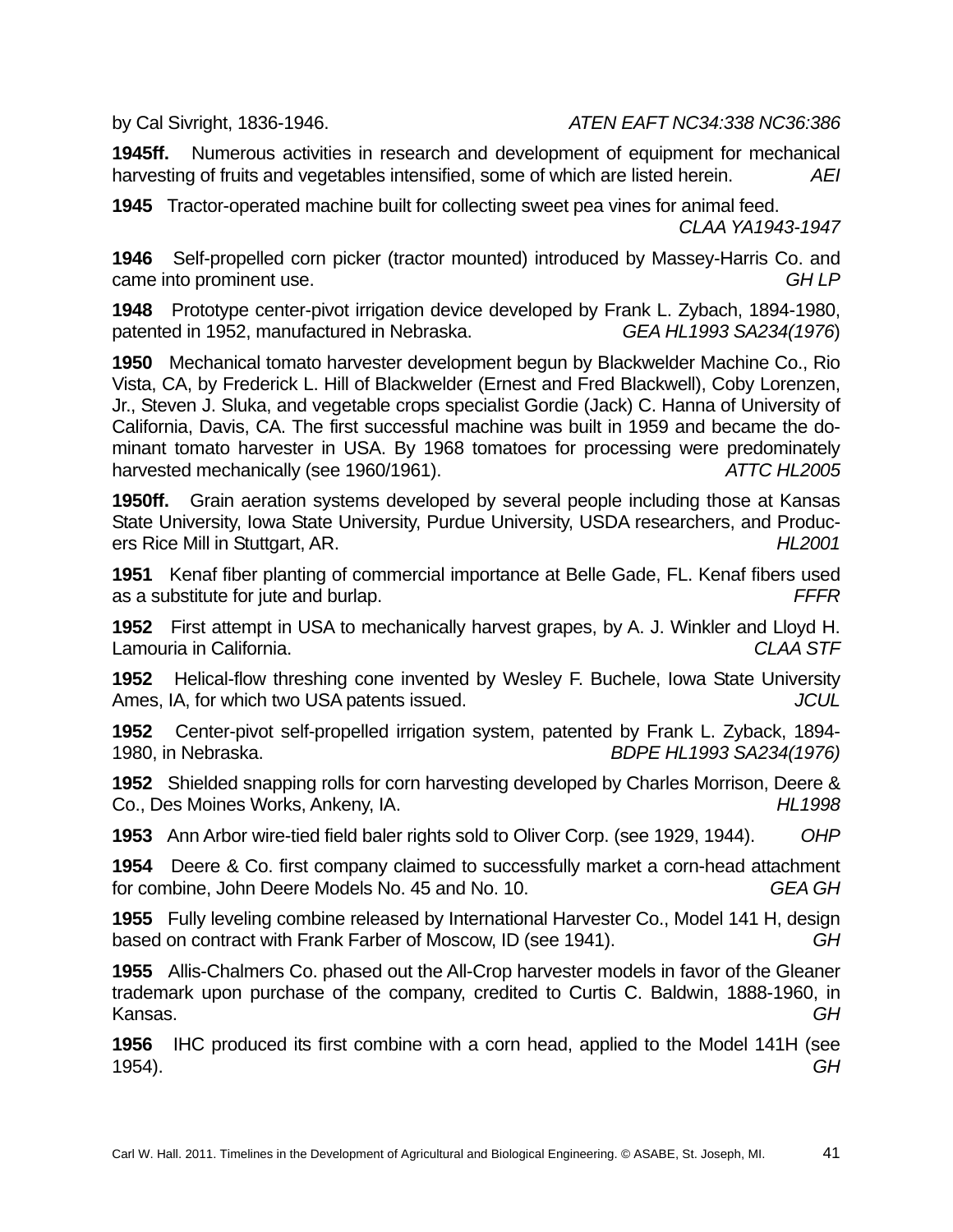by Cal Sivright, 1836-1946. *ATEN EAFT NC34:338 NC36:386*

**1945ff.** Numerous activities in research and development of equipment for mechanical harvesting of fruits and vegetables intensified, some of which are listed herein. *AEI*

**1945** Tractor-operated machine built for collecting sweet pea vines for animal feed. *CLAA YA1943-1947*

**1946** Self-propelled corn picker (tractor mounted) introduced by Massey-Harris Co. and came into prominent use. *GH LP*

**1948** Prototype center-pivot irrigation device developed by Frank L. Zybach, 1894-1980, patented in 1952, manufactured in Nebraska. *GEA HL1993 SA234(1976*)

**1950** Mechanical tomato harvester development begun by Blackwelder Machine Co., Rio Vista, CA, by Frederick L. Hill of Blackwelder (Ernest and Fred Blackwell), Coby Lorenzen, Jr., Steven J. Sluka, and vegetable crops specialist Gordie (Jack) C. Hanna of University of California, Davis, CA. The first successful machine was built in 1959 and became the dominant tomato harvester in USA. By 1968 tomatoes for processing were predominately harvested mechanically (see 1960/1961). *ATTC HL2005*

**1950ff.** Grain aeration systems developed by several people including those at Kansas State University, Iowa State University, Purdue University, USDA researchers, and Producers Rice Mill in Stuttgart, AR. *HL2001*

**1951** Kenaf fiber planting of commercial importance at Belle Gade, FL. Kenaf fibers used as a substitute for jute and burlap. *FFFR*

**1952** First attempt in USA to mechanically harvest grapes, by A. J. Winkler and Lloyd H. Lamouria in California. *CLAA STF*

**1952** Helical-flow threshing cone invented by Wesley F. Buchele, Iowa State University Ames, IA, for which two USA patents issued. *JCUL*

**1952** Center-pivot self-propelled irrigation system, patented by Frank L. Zyback, 1894-1980, in Nebraska. *BDPE HL1993 SA234(1976)*

**1952** Shielded snapping rolls for corn harvesting developed by Charles Morrison, Deere & Co., Des Moines Works, Ankeny, IA. *HL1998*

**1953** Ann Arbor wire-tied field baler rights sold to Oliver Corp. (see 1929, 1944). *OHP*

**1954** Deere & Co. first company claimed to successfully market a corn-head attachment for combine, John Deere Models No. 45 and No. 10. *GEA GH*

**1955** Fully leveling combine released by International Harvester Co., Model 141 H, design based on contract with Frank Farber of Moscow, ID (see 1941). *GH*

**1955** Allis-Chalmers Co. phased out the All-Crop harvester models in favor of the Gleaner trademark upon purchase of the company, credited to Curtis C. Baldwin, 1888-1960, in Kansas. *GH*

**1956** IHC produced its first combine with a corn head, applied to the Model 141H (see 1954). *GH*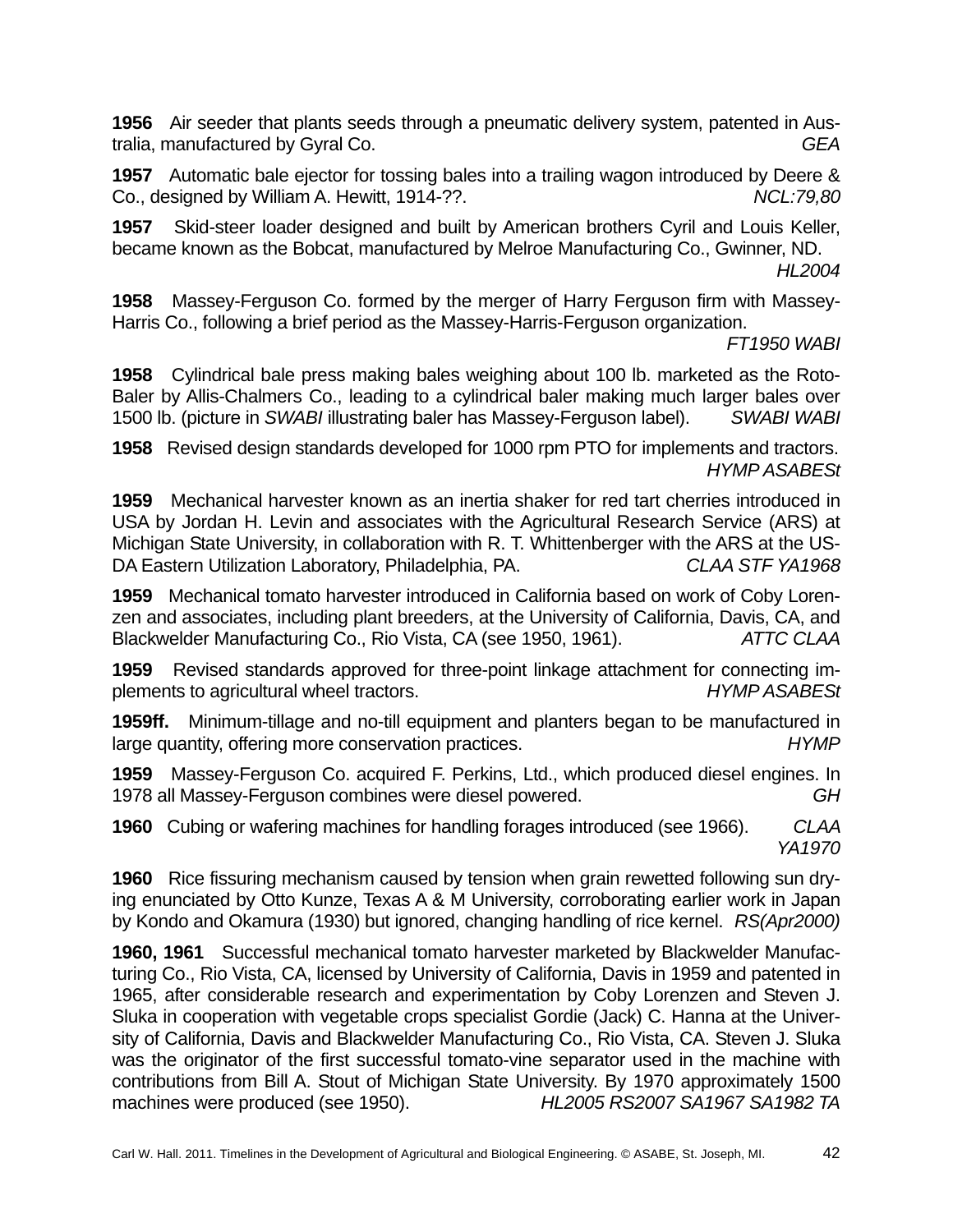**1956** Air seeder that plants seeds through a pneumatic delivery system, patented in Australia, manufactured by Gyral Co. *GEA*

**1957** Automatic bale ejector for tossing bales into a trailing wagon introduced by Deere & Co., designed by William A. Hewitt, 1914-??. *NCL:79,80*

**1957** Skid-steer loader designed and built by American brothers Cyril and Louis Keller, became known as the Bobcat, manufactured by Melroe Manufacturing Co., Gwinner, ND. *HL2004*

**1958** Massey-Ferguson Co. formed by the merger of Harry Ferguson firm with Massey-Harris Co., following a brief period as the Massey-Harris-Ferguson organization. *FT1950 WABI*

**1958** Cylindrical bale press making bales weighing about 100 lb. marketed as the Roto-Baler by Allis-Chalmers Co., leading to a cylindrical baler making much larger bales over 1500 lb. (picture in *SWABI* illustrating baler has Massey-Ferguson label). *SWABI WABI*

**1958** Revised design standards developed for 1000 rpm PTO for implements and tractors. *HYMP ASABESt*

**1959** Mechanical harvester known as an inertia shaker for red tart cherries introduced in USA by Jordan H. Levin and associates with the Agricultural Research Service (ARS) at Michigan State University, in collaboration with R. T. Whittenberger with the ARS at the USDA Eastern Utilization Laboratory, Philadelphia, PA. *CLAA STF YA1968*

**1959** Mechanical tomato harvester introduced in California based on work of Coby Lorenzen and associates, including plant breeders, at the University of California, Davis, CA, and Blackwelder Manufacturing Co., Rio Vista, CA (see 1950, 1961). *ATTC CLAA*

**1959** Revised standards approved for three-point linkage attachment for connecting implements to agricultural wheel tractors. *HYMP ASABESt*

**1959ff.** Minimum-tillage and no-till equipment and planters began to be manufactured in large quantity, offering more conservation practices. *HYMP*

**1959** Massey-Ferguson Co. acquired F. Perkins, Ltd., which produced diesel engines. In 1978 all Massey-Ferguson combines were diesel powered. *GH*

**1960** Cubing or wafering machines for handling forages introduced (see 1966). *CLAA YA1970*

**1960** Rice fissuring mechanism caused by tension when grain rewetted following sun drying enunciated by Otto Kunze, Texas A & M University, corroborating earlier work in Japan by Kondo and Okamura (1930) but ignored, changing handling of rice kernel. *RS(Apr2000)*

**1960, 1961** Successful mechanical tomato harvester marketed by Blackwelder Manufacturing Co., Rio Vista, CA, licensed by University of California, Davis in 1959 and patented in 1965, after considerable research and experimentation by Coby Lorenzen and Steven J. Sluka in cooperation with vegetable crops specialist Gordie (Jack) C. Hanna at the University of California, Davis and Blackwelder Manufacturing Co., Rio Vista, CA. Steven J. Sluka was the originator of the first successful tomato-vine separator used in the machine with contributions from Bill A. Stout of Michigan State University. By 1970 approximately 1500 machines were produced (see 1950). *HL2005 RS2007 SA1967 SA1982 TA*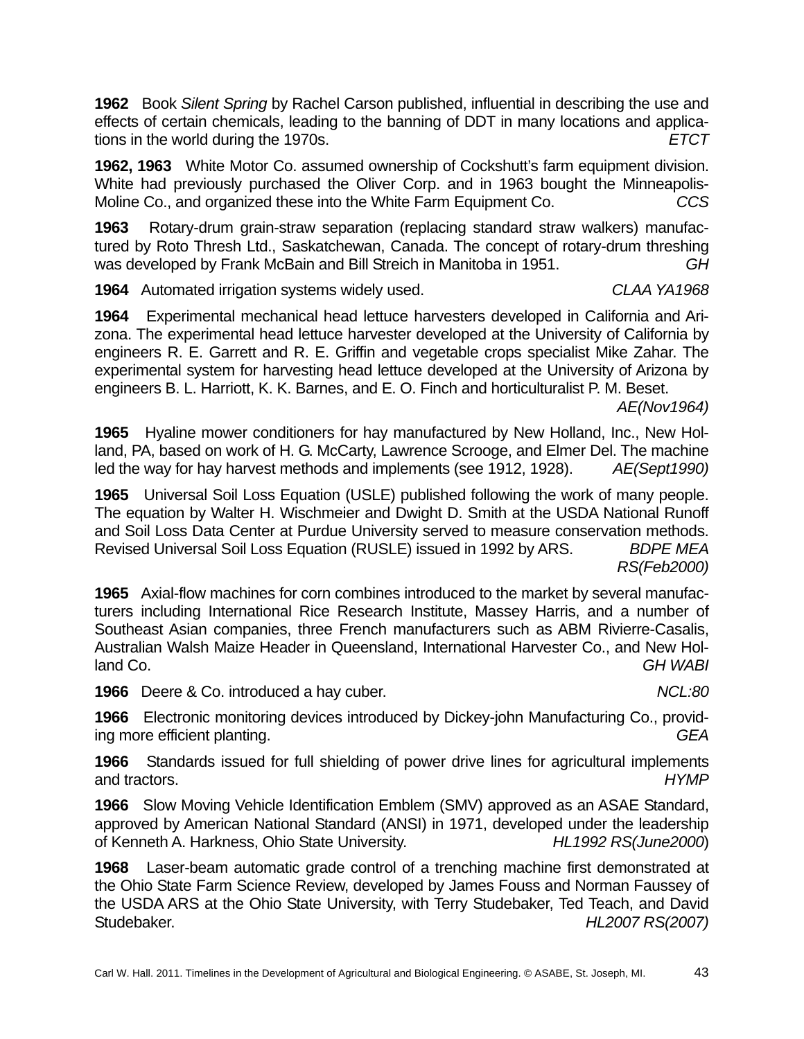**1962** Book *Silent Spring* by Rachel Carson published, influential in describing the use and effects of certain chemicals, leading to the banning of DDT in many locations and applications in the world during the 1970s. *ETCT*

**1962, 1963** White Motor Co. assumed ownership of Cockshutt's farm equipment division. White had previously purchased the Oliver Corp. and in 1963 bought the Minneapolis-Moline Co., and organized these into the White Farm Equipment Co. *CCS*

**1963** Rotary-drum grain-straw separation (replacing standard straw walkers) manufactured by Roto Thresh Ltd., Saskatchewan, Canada. The concept of rotary-drum threshing was developed by Frank McBain and Bill Streich in Manitoba in 1951. *GH*

**1964** Automated irrigation systems widely used. *CLAA YA1968*

**1964** Experimental mechanical head lettuce harvesters developed in California and Arizona. The experimental head lettuce harvester developed at the University of California by engineers R. E. Garrett and R. E. Griffin and vegetable crops specialist Mike Zahar. The experimental system for harvesting head lettuce developed at the University of Arizona by engineers B. L. Harriott, K. K. Barnes, and E. O. Finch and horticulturalist P. M. Beset. *AE(Nov1964)*

**1965** Hyaline mower conditioners for hay manufactured by New Holland, Inc., New Holland, PA, based on work of H. G. McCarty, Lawrence Scrooge, and Elmer Del. The machine led the way for hay harvest methods and implements (see 1912, 1928). *AE(Sept1990)*

**1965** Universal Soil Loss Equation (USLE) published following the work of many people. The equation by Walter H. Wischmeier and Dwight D. Smith at the USDA National Runoff and Soil Loss Data Center at Purdue University served to measure conservation methods. Revised Universal Soil Loss Equation (RUSLE) issued in 1992 by ARS. *BDPE MEA RS(Feb2000)*

**1965** Axial-flow machines for corn combines introduced to the market by several manufacturers including International Rice Research Institute, Massey Harris, and a number of Southeast Asian companies, three French manufacturers such as ABM Rivierre-Casalis, Australian Walsh Maize Header in Queensland, International Harvester Co., and New Holland Co. *GH WABI*

**1966** Deere & Co. introduced a hay cuber. *NCL:80*

**1966** Electronic monitoring devices introduced by Dickey-john Manufacturing Co., providing more efficient planting. *GEA*

**1966** Standards issued for full shielding of power drive lines for agricultural implements and tractors. *HYMP*

**1966** Slow Moving Vehicle Identification Emblem (SMV) approved as an ASAE Standard, approved by American National Standard (ANSI) in 1971, developed under the leadership of Kenneth A. Harkness, Ohio State University. *HL1992 RS(June2000*)

**1968** Laser-beam automatic grade control of a trenching machine first demonstrated at the Ohio State Farm Science Review, developed by James Fouss and Norman Faussey of the USDA ARS at the Ohio State University, with Terry Studebaker, Ted Teach, and David Studebaker. *HL2007 RS(2007)*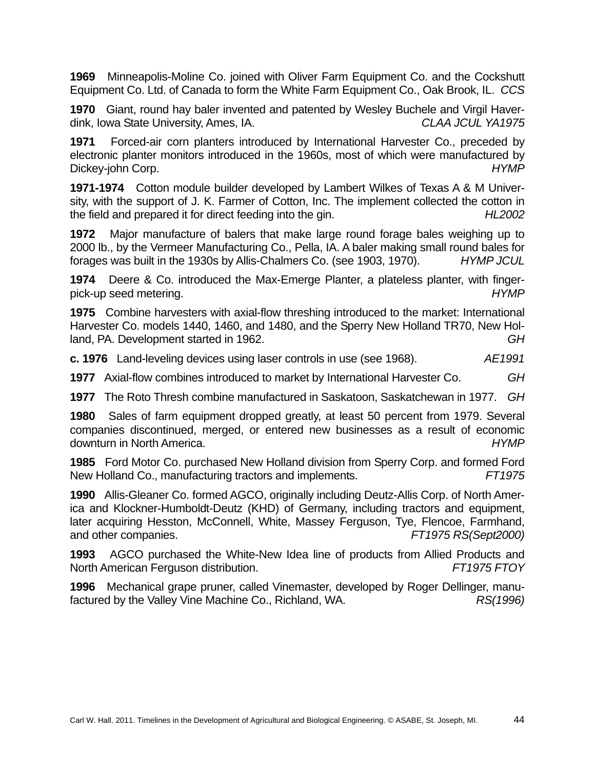**1969** Minneapolis-Moline Co. joined with Oliver Farm Equipment Co. and the Cockshutt Equipment Co. Ltd. of Canada to form the White Farm Equipment Co., Oak Brook, IL. *CCS*

**1970** Giant, round hay baler invented and patented by Wesley Buchele and Virgil Haverdink, Iowa State University, Ames, IA. *CLAA JCUL YA1975*

**1971** Forced-air corn planters introduced by International Harvester Co., preceded by electronic planter monitors introduced in the 1960s, most of which were manufactured by Dickey-john Corp. *HYMP*

**1971-1974** Cotton module builder developed by Lambert Wilkes of Texas A & M University, with the support of J. K. Farmer of Cotton, Inc. The implement collected the cotton in the field and prepared it for direct feeding into the gin. *HL2002*

**1972** Major manufacture of balers that make large round forage bales weighing up to 2000 lb., by the Vermeer Manufacturing Co., Pella, IA. A baler making small round bales for forages was built in the 1930s by Allis-Chalmers Co. (see 1903, 1970). *HYMP JCUL*

**1974** Deere & Co. introduced the Max-Emerge Planter, a plateless planter, with finger-pick-up seed metering. *HYMP*

**1975** Combine harvesters with axial-flow threshing introduced to the market: International Harvester Co. models 1440, 1460, and 1480, and the Sperry New Holland TR70, New Holland, PA. Development started in 1962. *GH*

**c. 1976** Land-leveling devices using laser controls in use (see 1968). *AE1991*

**1977** Axial-flow combines introduced to market by International Harvester Co. *GH*

**1977** The Roto Thresh combine manufactured in Saskatoon, Saskatchewan in 1977. *GH*

**1980** Sales of farm equipment dropped greatly, at least 50 percent from 1979. Several companies discontinued, merged, or entered new businesses as a result of economic downturn in North America. *HYMP*

**1985** Ford Motor Co. purchased New Holland division from Sperry Corp. and formed Ford New Holland Co., manufacturing tractors and implements. *FT1975*

**1990** Allis-Gleaner Co. formed AGCO, originally including Deutz-Allis Corp. of North America and Klockner-Humboldt-Deutz (KHD) of Germany, including tractors and equipment, later acquiring Hesston, McConnell, White, Massey Ferguson, Tye, Flencoe, Farmhand, and other companies. *FT1975 RS(Sept2000)*

**1993** AGCO purchased the White-New Idea line of products from Allied Products and North American Ferguson distribution. *FT1975 FTOY*

**1996** Mechanical grape pruner, called Vinemaster, developed by Roger Dellinger, manufactured by the Valley Vine Machine Co., Richland, WA. *RS(1996)*

Carl W. Hall. 2011. Timelines in the Development of Agricultural and Biological Engineering. © ASABE, St. Joseph, MI.